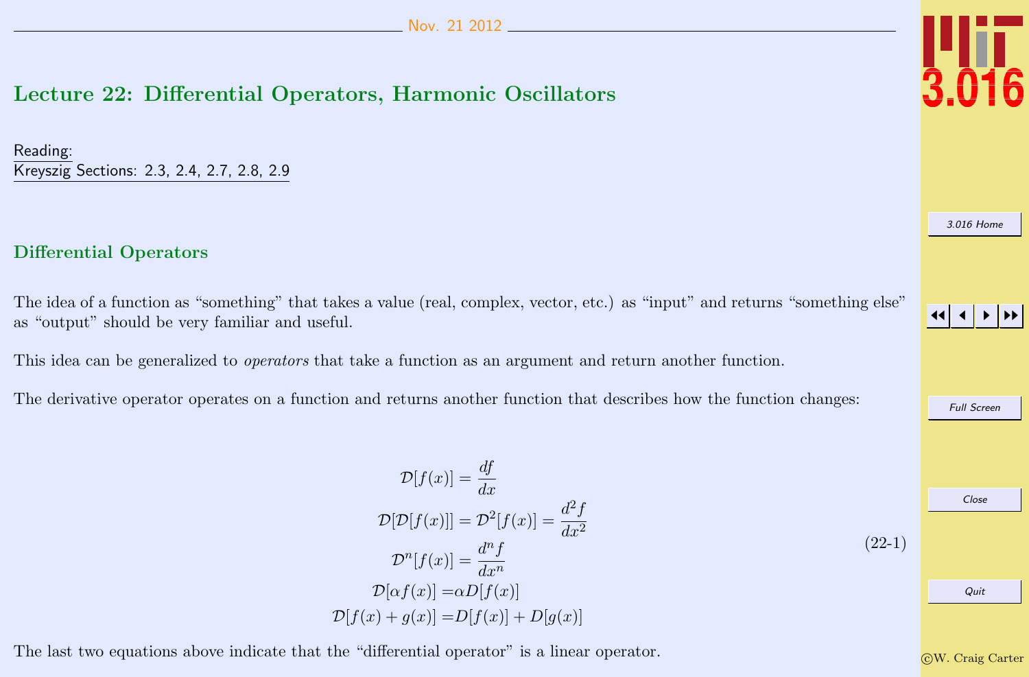# Lecture 22: Differential Operators, Harmonic Oscillators

Reading:
Kreyszig Sections: 2.3, 2.4, 2.7, 2.8, 2.9

## Differential Operators

The idea of a function as "something" that takes a value (real, complex, vector, etc.) as "input" and returns "something else" as "output" should be very familiar and useful.

This idea can be generalized to *operators* that take a function as an argument and return another function.

The derivative operator operates on a function and returns another function that describes how the function changes:

$$
\begin{aligned}
\mathcal{D}[f(x)] &= \frac{df}{dx} \\
\mathcal{D}[\mathcal{D}[f(x)]] = \mathcal{D}^2[f(x)] &= \frac{d^2 f}{dx^2} \\
\mathcal{D}^n[f(x)] &= \frac{d^n f}{dx^n} \\
\mathcal{D}[\alpha f(x)] &= \alpha D[f(x)] \\
\mathcal{D}[f(x) + g(x)] &= D[f(x)] + D[g(x)]
\end{aligned}
\tag{22-1}
$$

The last two equations above indicate that the "differential operator" is a linear operator.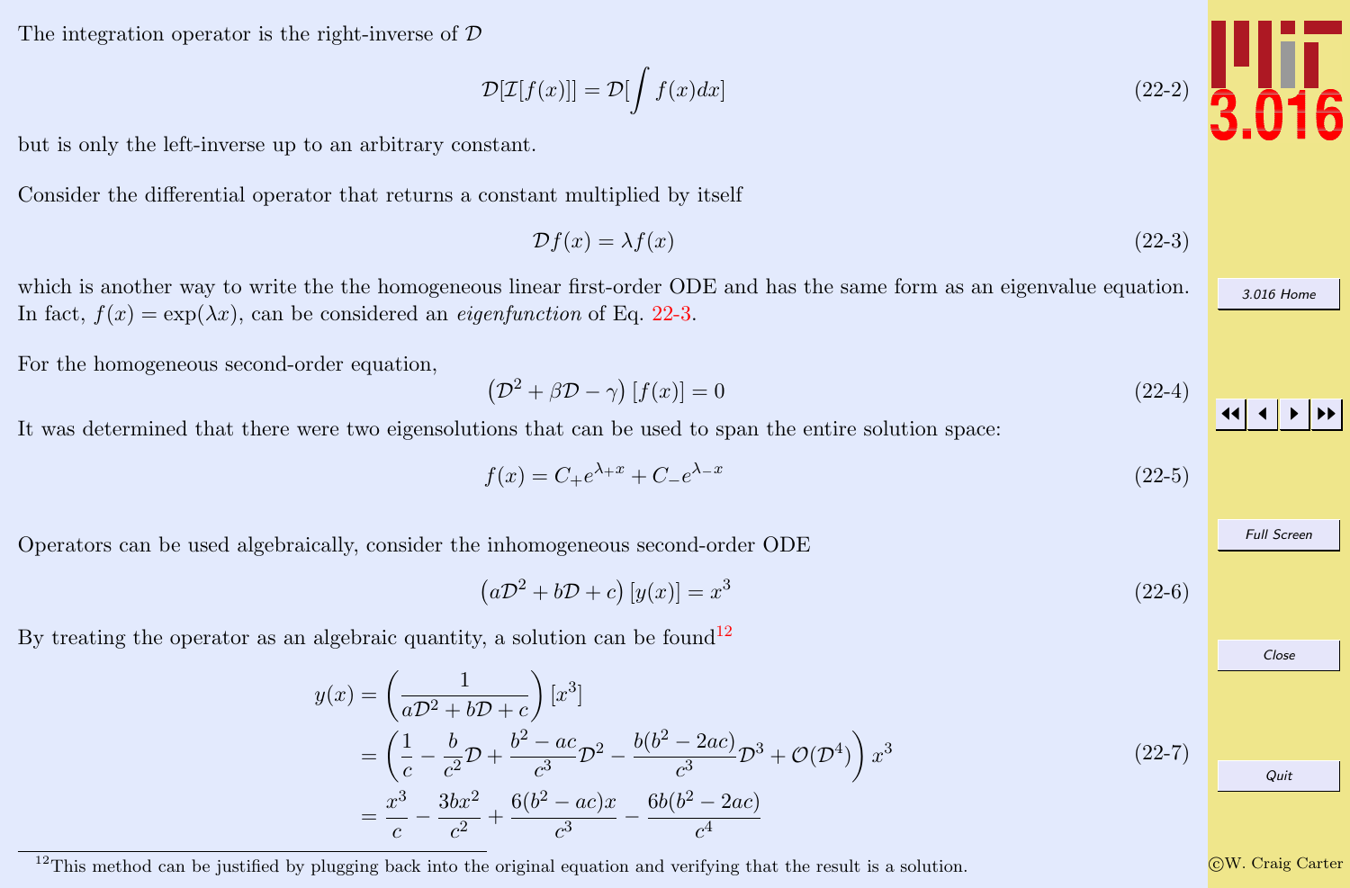The integration operator is the right-inverse of $\mathcal{D}$

$$\mathcal{D}[\mathcal{I}[f(x)]] = \mathcal{D}[\int f(x)dx] \tag{22-2}$$

but is only the left-inverse up to an arbitrary constant.

Consider the differential operator that returns a constant multiplied by itself

$$\mathcal{D}f(x) = \lambda f(x) \tag{22-3}$$

which is another way to write the the homogeneous linear first-order ODE and has the same form as an eigenvalue equation. In fact, $f(x) = \exp(\lambda x)$, can be considered an *eigenfunction* of Eq. 22-3.

For the homogeneous second-order equation,

$$\left(\mathcal{D}^2 + \beta\mathcal{D} - \gamma\right)[f(x)] = 0 \tag{22-4}$$

It was determined that there were two eigensolutions that can be used to span the entire solution space:

$$f(x) = C_+ e^{\lambda_+ x} + C_- e^{\lambda_- x} \tag{22-5}$$

Operators can be used algebraically, consider the inhomogeneous second-order ODE

$$\left(a\mathcal{D}^2 + b\mathcal{D} + c\right)[y(x)] = x^3 \tag{22-6}$$

By treating the operator as an algebraic quantity, a solution can be found[12]

$$\begin{aligned} y(x) &= \left(\frac{1}{a\mathcal{D}^2 + b\mathcal{D} + c}\right)[x^3] \\ &= \left(\frac{1}{c} - \frac{b}{c^2}\mathcal{D} + \frac{b^2 - ac}{c^3}\mathcal{D}^2 - \frac{b(b^2 - 2ac)}{c^3}\mathcal{D}^3 + \mathcal{O}(\mathcal{D}^4)\right)x^3 \\ &= \frac{x^3}{c} - \frac{3bx^2}{c^2} + \frac{6(b^2 - ac)x}{c^3} - \frac{6b(b^2 - 2ac)}{c^4} \end{aligned} \tag{22-7}$$

[12] This method can be justified by plugging back into the original equation and verifying that the result is a solution.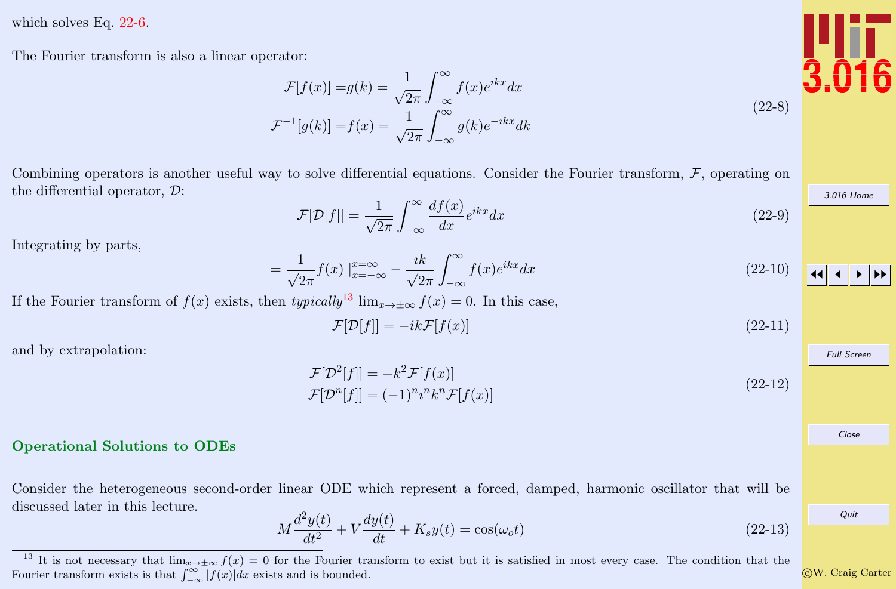which solves Eq. 22-6.

The Fourier transform is also a linear operator:

$$
\begin{aligned}
\mathcal{F}[f(x)] =& g(k) = \frac{1}{\sqrt{2\pi}} \int_{-\infty}^{\infty} f(x) e^{\imath kx} dx \\
\mathcal{F}^{-1}[g(k)] =& f(x) = \frac{1}{\sqrt{2\pi}} \int_{-\infty}^{\infty} g(k) e^{-\imath kx} dk
\end{aligned}
\tag{22-8}
$$

Combining operators is another useful way to solve differential equations. Consider the Fourier transform, $\mathcal{F}$, operating on the differential operator, $\mathcal{D}$:

$$
\mathcal{F}[\mathcal{D}[f]] = \frac{1}{\sqrt{2\pi}} \int_{-\infty}^{\infty} \frac{df(x)}{dx} e^{ikx} dx \tag{22-9}
$$

Integrating by parts,

$$
= \frac{1}{\sqrt{2\pi}} f(x) \mid_{x=-\infty}^{x=\infty} - \frac{\imath k}{\sqrt{2\pi}} \int_{-\infty}^{\infty} f(x) e^{ikx} dx \tag{22-10}
$$

If the Fourier transform of $f(x)$ exists, then *typically*[13] $\lim_{x \to \pm\infty} f(x) = 0$. In this case,

$$
\mathcal{F}[\mathcal{D}[f]] = -\imath k \mathcal{F}[f(x)] \tag{22-11}
$$

and by extrapolation:

$$
\begin{aligned}
\mathcal{F}[\mathcal{D}^2[f]] &= -k^2 \mathcal{F}[f(x)] \\
\mathcal{F}[\mathcal{D}^n[f]] &= (-1)^n \imath^n k^n \mathcal{F}[f(x)]
\end{aligned}
\tag{22-12}
$$

## Operational Solutions to ODEs

Consider the heterogeneous second-order linear ODE which represent a forced, damped, harmonic oscillator that will be discussed later in this lecture.

$$
M \frac{d^2 y(t)}{dt^2} + V \frac{dy(t)}{dt} + K_s y(t) = \cos(\omega_o t) \tag{22-13}
$$

[13] It is not necessary that $\lim_{x \to \pm\infty} f(x) = 0$ for the Fourier transform to exist but it is satisfied in most every case. The condition that the Fourier transform exists is that $\int_{-\infty}^{\infty} |f(x)| dx$ exists and is bounded.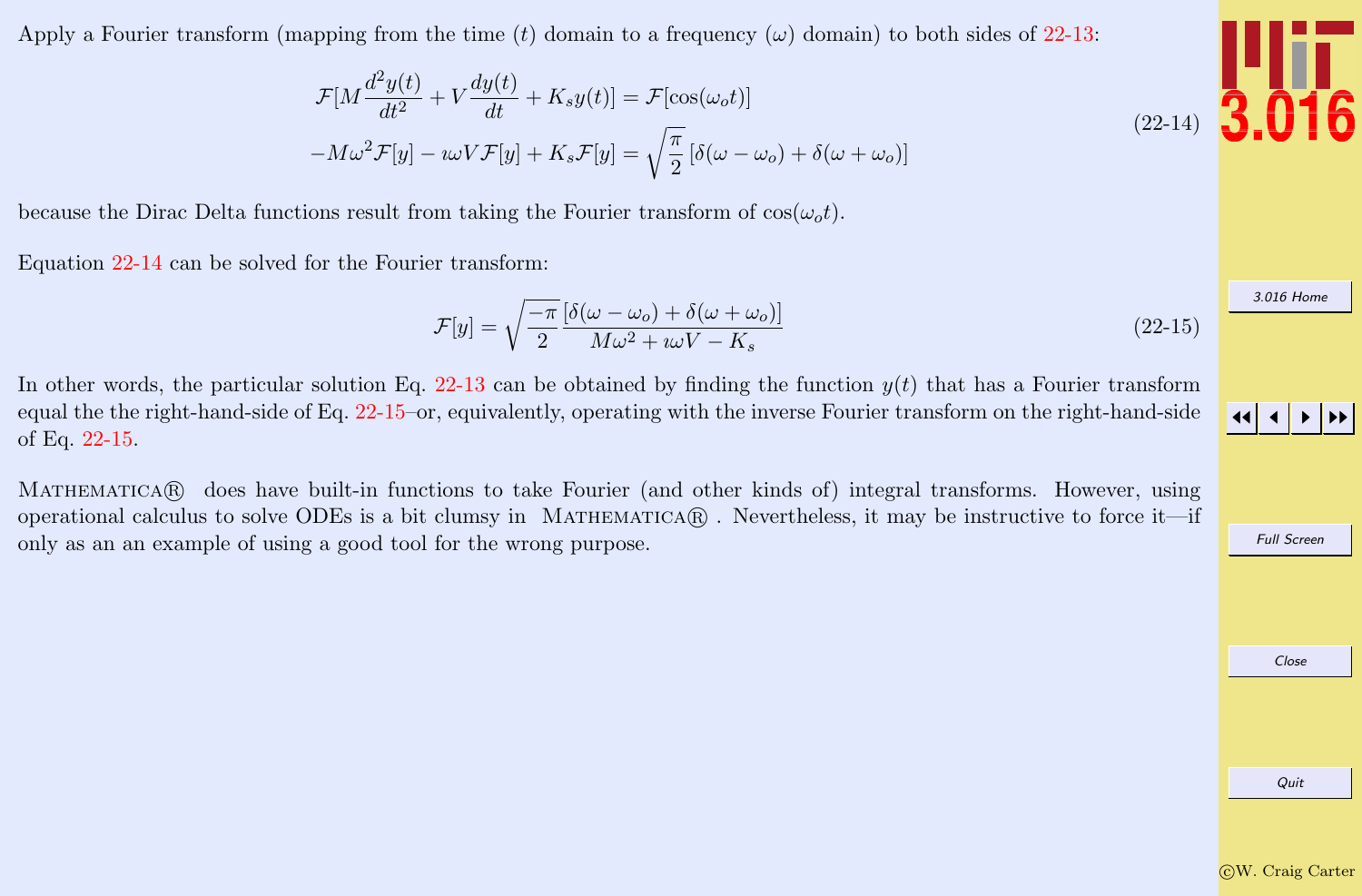Apply a Fourier transform (mapping from the time ($t$) domain to a frequency ($\omega$) domain) to both sides of 22-13:

$$
\begin{aligned}
\mathcal{F}[M\frac{d^2y(t)}{dt^2} + V\frac{dy(t)}{dt} + K_s y(t)] &= \mathcal{F}[\cos(\omega_o t)] \\
-M\omega^2\mathcal{F}[y] - \imath\omega V\mathcal{F}[y] + K_s\mathcal{F}[y] &= \sqrt{\frac{\pi}{2}}\left[\delta(\omega - \omega_o) + \delta(\omega + \omega_o)\right]
\end{aligned}
\tag{22-14}
$$

because the Dirac Delta functions result from taking the Fourier transform of $\cos(\omega_o t)$.

Equation 22-14 can be solved for the Fourier transform:

$$
\mathcal{F}[y] = \sqrt{\frac{-\pi}{2}}\frac{\left[\delta(\omega - \omega_o) + \delta(\omega + \omega_o)\right]}{M\omega^2 + \imath\omega V - K_s}
\tag{22-15}
$$

In other words, the particular solution Eq. 22-13 can be obtained by finding the function $y(t)$ that has a Fourier transform equal the the right-hand-side of Eq. 22-15–or, equivalently, operating with the inverse Fourier transform on the right-hand-side of Eq. 22-15.

Mathematica® does have built-in functions to take Fourier (and other kinds of) integral transforms. However, using operational calculus to solve ODEs is a bit clumsy in Mathematica® . Nevertheless, it may be instructive to force it—if only as an an example of using a good tool for the wrong purpose.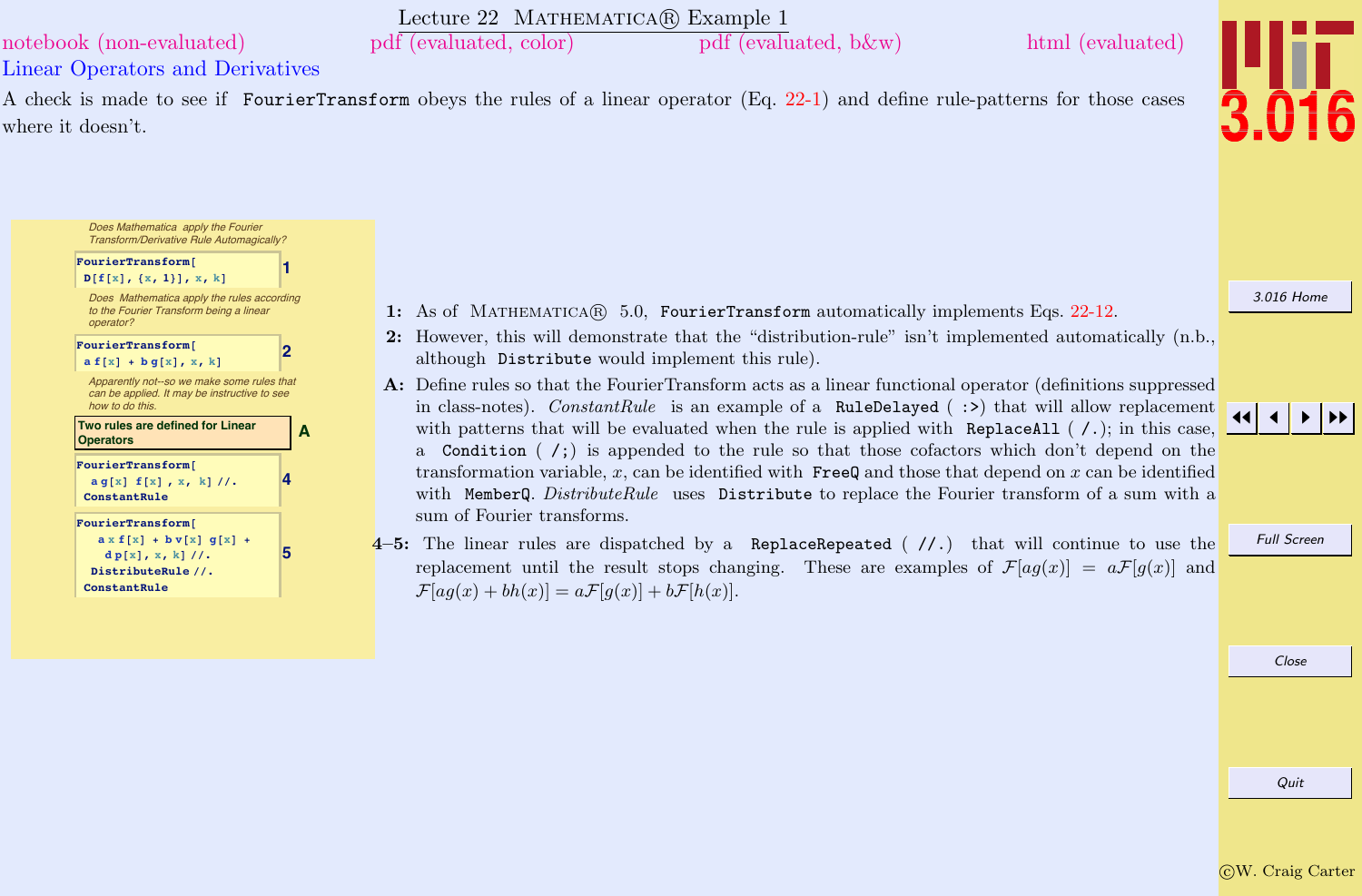# Lecture 22 MATHEMATICA® Example 1

notebook (non-evaluated) pdf (evaluated, color) pdf (evaluated, b&w) html (evaluated)

## Linear Operators and Derivatives

A check is made to see if `FourierTransform` obeys the rules of a linear operator (Eq. 22-1) and define rule-patterns for those cases where it doesn't.

*Does Mathematica apply the Fourier Transform/Derivative Rule Automagically?*

```
FourierTransform[
 D[f[x], {x, 1}], x, k]
```
**1**

*Does Mathematica apply the rules according to the Fourier Transform being a linear operator?*

```
FourierTransform[
 a f[x] + b g[x], x, k]
```
**2**

*Apparently not--so we make some rules that can be applied. It may be instructive to see how to do this.*

**Two rules are defined for Linear Operators** **A**

```
FourierTransform[
  a g[x] f[x] , x, k] //.
 ConstantRule
```
**4**

```
FourierTransform[
   a x f[x] + b v[x] g[x] +
    d p[x], x, k] //.
  DistributeRule //.
 ConstantRule
```
**5**

**1:** As of MATHEMATICA® 5.0, `FourierTransform` automatically implements Eqs. 22-12.

**2:** However, this will demonstrate that the "distribution-rule" isn't implemented automatically (n.b., although `Distribute` would implement this rule).

**A:** Define rules so that the FourierTransform acts as a linear functional operator (definitions suppressed in class-notes). *ConstantRule* is an example of a `RuleDelayed` ( `:>`) that will allow replacement with patterns that will be evaluated when the rule is applied with `ReplaceAll` ( `/.`); in this case, a `Condition` ( `/;`) is appended to the rule so that those cofactors which don't depend on the transformation variable, $x$, can be identified with `FreeQ` and those that depend on $x$ can be identified with `MemberQ`. *DistributeRule* uses `Distribute` to replace the Fourier transform of a sum with a sum of Fourier transforms.

**4–5:** The linear rules are dispatched by a `ReplaceRepeated` ( `//.`) that will continue to use the replacement until the result stops changing. These are examples of $\mathcal{F}[ag(x)] = a\mathcal{F}[g(x)]$ and $\mathcal{F}[ag(x) + bh(x)] = a\mathcal{F}[g(x)] + b\mathcal{F}[h(x)]$.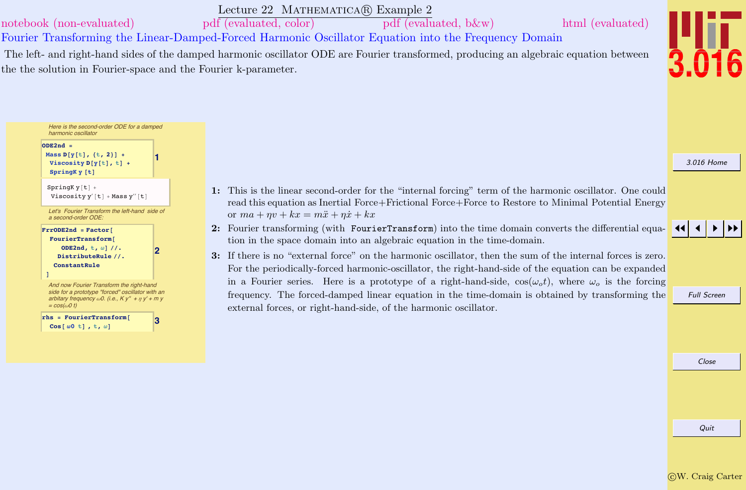# Lecture 22 Mathematica® Example 2

notebook (non-evaluated) pdf (evaluated, color) pdf (evaluated, b&w) html (evaluated)

## Fourier Transforming the Linear-Damped-Forced Harmonic Oscillator Equation into the Frequency Domain

The left- and right-hand sides of the damped harmonic oscillator ODE are Fourier transformed, producing an algebraic equation between the the solution in Fourier-space and the Fourier k-parameter.

*Here is the second-order ODE for a damped harmonic oscillator*

```
ODE2nd =
 Mass D[y[t], {t, 2}] +
  Viscosity D[y[t], t] +
  SpringK y [t]
```
**1**

```
SpringK y[t] +
 Viscosity y′[t] + Mass y″[t]
```

*Let's Fourier Transform the left-hand side of a second-order ODE:*

```
FrrODE2nd = Factor[
  FourierTransform[
     ODE2nd, t, ω] //.
    DistributeRule //.
   ConstantRule
 ]
```
**2**

*And now Fourier Transform the right-hand side for a prototype "forced" oscillator with an arbitary frequency ω0. (i.e., K y'' + η y' + m y = cos(ω0 t))*

```
rhs = FourierTransform[
  Cos[ ω0 t] , t, ω]
```
**3**

**1:** This is the linear second-order for the "internal forcing" term of the harmonic oscillator. One could read this equation as Inertial Force+Frictional Force+Force to Restore to Minimal Potential Energy or $ma + \eta v + kx = m\ddot{x} + \eta\dot{x} + kx$

**2:** Fourier transforming (with `FourierTransform`) into the time domain converts the differential equation in the space domain into an algebraic equation in the time-domain.

**3:** If there is no "external force" on the harmonic oscillator, then the sum of the internal forces is zero. For the periodically-forced harmonic-oscillator, the right-hand-side of the equation can be expanded in a Fourier series. Here is a prototype of a right-hand-side, $\cos(\omega_o t)$, where $\omega_o$ is the forcing frequency. The forced-damped linear equation in the time-domain is obtained by transforming the external forces, or right-hand-side, of the harmonic oscillator.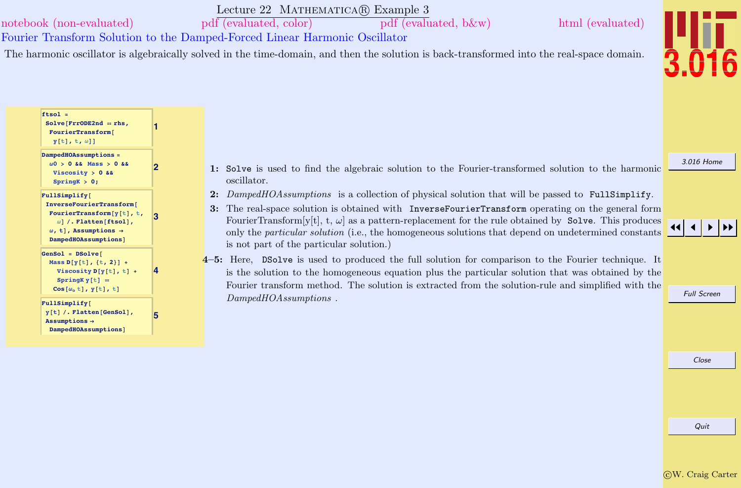# Lecture 22 Mathematica® Example 3

notebook (non-evaluated) pdf (evaluated, color) pdf (evaluated, b&w) html (evaluated)

## Fourier Transform Solution to the Damped-Forced Linear Harmonic Oscillator

The harmonic oscillator is algebraically solved in the time-domain, and then the solution is back-transformed into the real-space domain.

```
ftsol =
 Solve[FrrODE2nd == rhs,
  FourierTransform[
   y[t], t, ω]]
```
1

```
DampedHOAssumptions =
 ω0 > 0 && Mass > 0 &&
  Viscosity > 0 &&
   SpringK > 0;
```
2

```
FullSimplify[
 InverseFourierTransform[
  FourierTransform[y[t], t,
    ω] /. Flatten[ftsol],
  ω, t], Assumptions →
  DampedHOAssumptions]
```
3

```
GenSol = DSolve[
  Mass D[y[t], {t, 2}] +
    Viscosity D[y[t], t] +
     SpringK y[t] ==
   Cos[ωo t], y[t], t]
```
4

```
FullSimplify[
 y[t] /. Flatten[GenSol],
 Assumptions →
  DampedHOAssumptions]
```
5

**1:** `Solve` is used to find the algebraic solution to the Fourier-transformed solution to the harmonic oscillator.

**2:** *DampedHOAssumptions* is a collection of physical solution that will be passed to `FullSimplify`.

**3:** The real-space solution is obtained with `InverseFourierTransform` operating on the general form FourierTransform[y[t], t, $\omega$] as a pattern-replacement for the rule obtained by `Solve`. This produces only the *particular solution* (i.e., the homogeneous solutions that depend on undetermined constants is not part of the particular solution.)

**4–5:** Here, `DSolve` is used to produced the full solution for comparison to the Fourier technique. It is the solution to the homogeneous equation plus the particular solution that was obtained by the Fourier transform method. The solution is extracted from the solution-rule and simplified with the *DampedHOAssumptions* .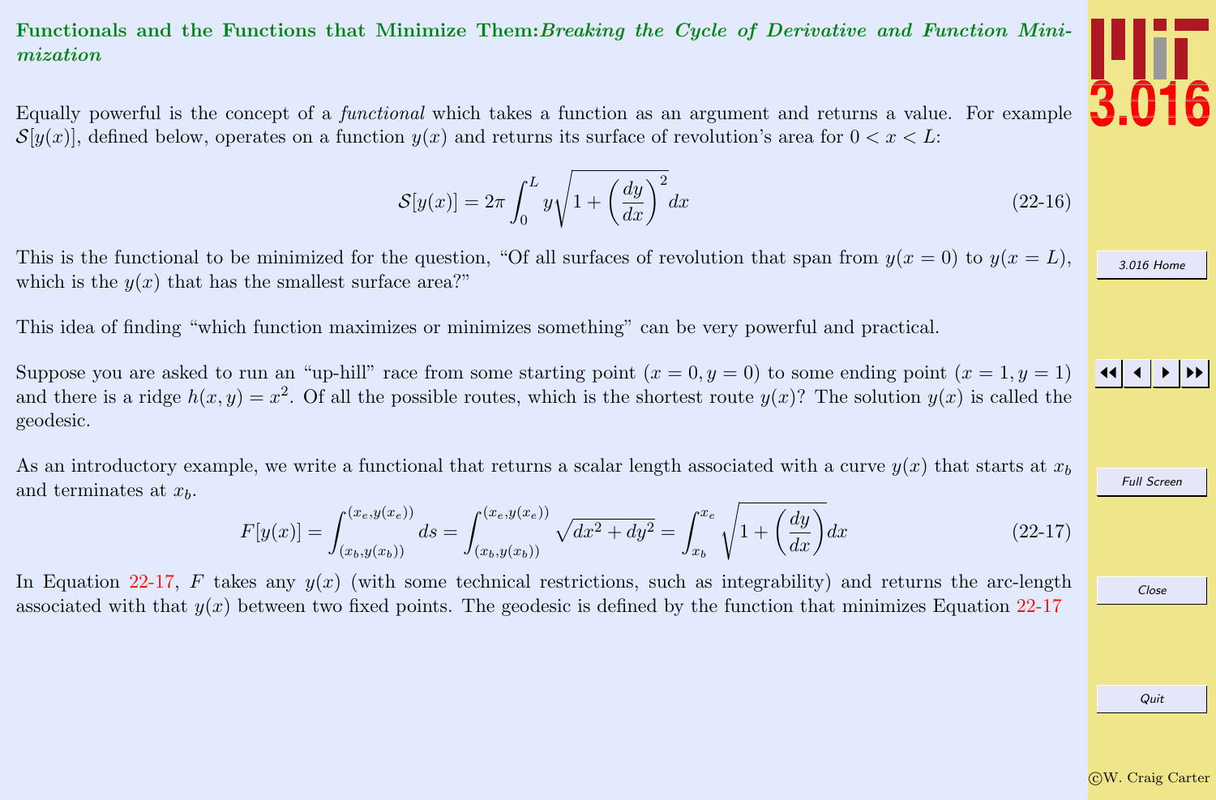## Functionals and the Functions that Minimize Them: *Breaking the Cycle of Derivative and Function Minimization*

Equally powerful is the concept of a *functional* which takes a function as an argument and returns a value. For example $\mathcal{S}[y(x)]$, defined below, operates on a function $y(x)$ and returns its surface of revolution's area for $0 < x < L$:

$$\mathcal{S}[y(x)] = 2\pi \int_0^L y\sqrt{1 + \left(\frac{dy}{dx}\right)^2}dx \tag{22-16}$$

This is the functional to be minimized for the question, "Of all surfaces of revolution that span from $y(x = 0)$ to $y(x = L)$, which is the $y(x)$ that has the smallest surface area?"

This idea of finding "which function maximizes or minimizes something" can be very powerful and practical.

Suppose you are asked to run an "up-hill" race from some starting point $(x = 0, y = 0)$ to some ending point $(x = 1, y = 1)$ and there is a ridge $h(x, y) = x^2$. Of all the possible routes, which is the shortest route $y(x)$? The solution $y(x)$ is called the geodesic.

As an introductory example, we write a functional that returns a scalar length associated with a curve $y(x)$ that starts at $x_b$ and terminates at $x_b$.

$$F[y(x)] = \int_{(x_b, y(x_b))}^{(x_e, y(x_e))} ds = \int_{(x_b, y(x_b))}^{(x_e, y(x_e))} \sqrt{dx^2 + dy^2} = \int_{x_b}^{x_e} \sqrt{1 + \left(\frac{dy}{dx}\right)}dx \tag{22-17}$$

In Equation 22-17, $F$ takes any $y(x)$ (with some technical restrictions, such as integrability) and returns the arc-length associated with that $y(x)$ between two fixed points. The geodesic is defined by the function that minimizes Equation 22-17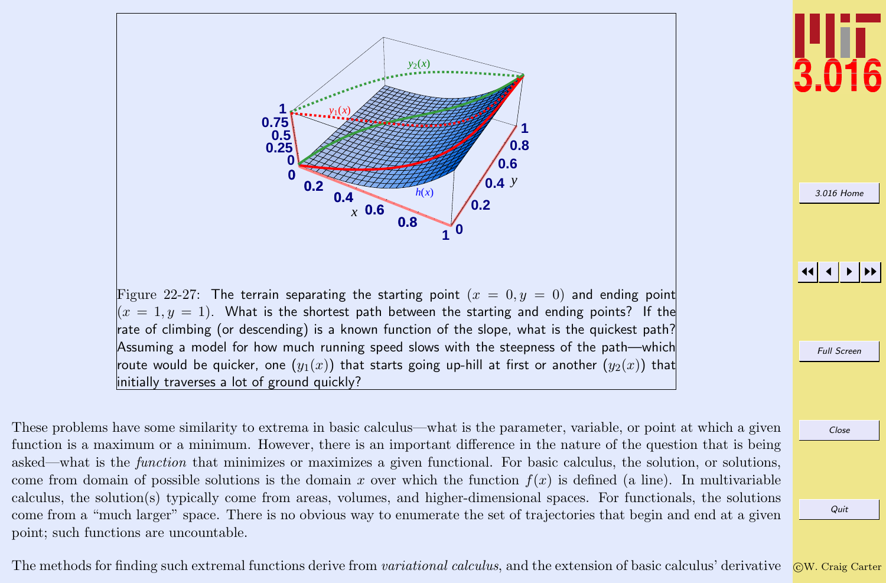Figure 22-27: The terrain separating the starting point ($x = 0, y = 0$) and ending point ($x = 1, y = 1$). What is the shortest path between the starting and ending points? If the rate of climbing (or descending) is a known function of the slope, what is the quickest path? Assuming a model for how much running speed slows with the steepness of the path—which route would be quicker, one ($y_1(x)$) that starts going up-hill at first or another ($y_2(x)$) that initially traverses a lot of ground quickly?

These problems have some similarity to extrema in basic calculus—what is the parameter, variable, or point at which a given function is a maximum or a minimum. However, there is an important difference in the nature of the question that is being asked—what is the *function* that minimizes or maximizes a given functional. For basic calculus, the solution, or solutions, come from domain of possible solutions is the domain $x$ over which the function $f(x)$ is defined (a line). In multivariable calculus, the solution(s) typically come from areas, volumes, and higher-dimensional spaces. For functionals, the solutions come from a "much larger" space. There is no obvious way to enumerate the set of trajectories that begin and end at a given point; such functions are uncountable.

The methods for finding such extremal functions derive from *variational calculus*, and the extension of basic calculus' derivative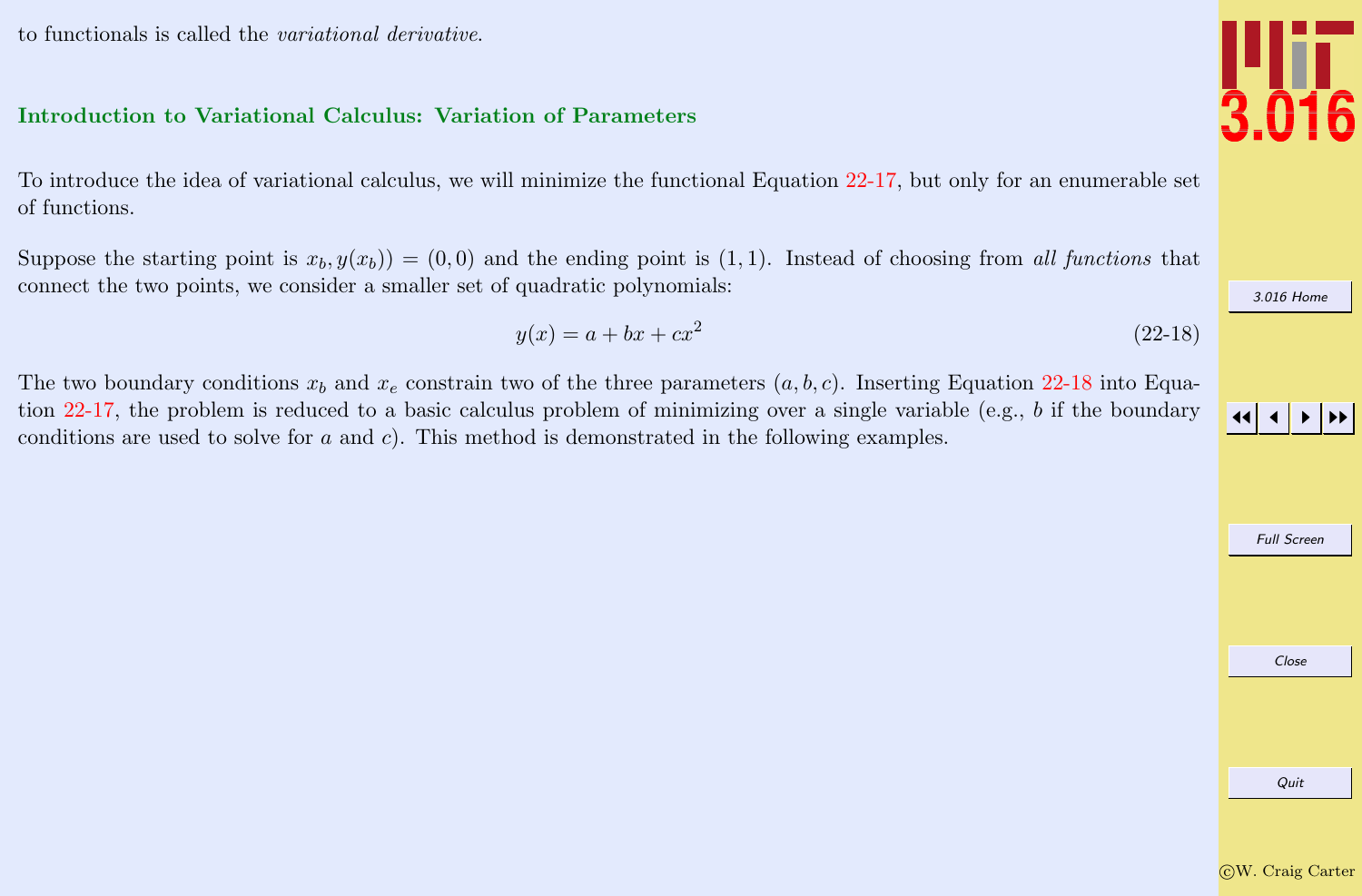to functionals is called the *variational derivative*.

## Introduction to Variational Calculus: Variation of Parameters

To introduce the idea of variational calculus, we will minimize the functional Equation 22-17, but only for an enumerable set of functions.

Suppose the starting point is $x_b, y(x_b)) = (0,0)$ and the ending point is $(1,1)$. Instead of choosing from *all functions* that connect the two points, we consider a smaller set of quadratic polynomials:

$$y(x) = a + bx + cx^2 \tag{22-18}$$

The two boundary conditions $x_b$ and $x_e$ constrain two of the three parameters $(a, b, c)$. Inserting Equation 22-18 into Equation 22-17, the problem is reduced to a basic calculus problem of minimizing over a single variable (e.g., $b$ if the boundary conditions are used to solve for $a$ and $c$). This method is demonstrated in the following examples.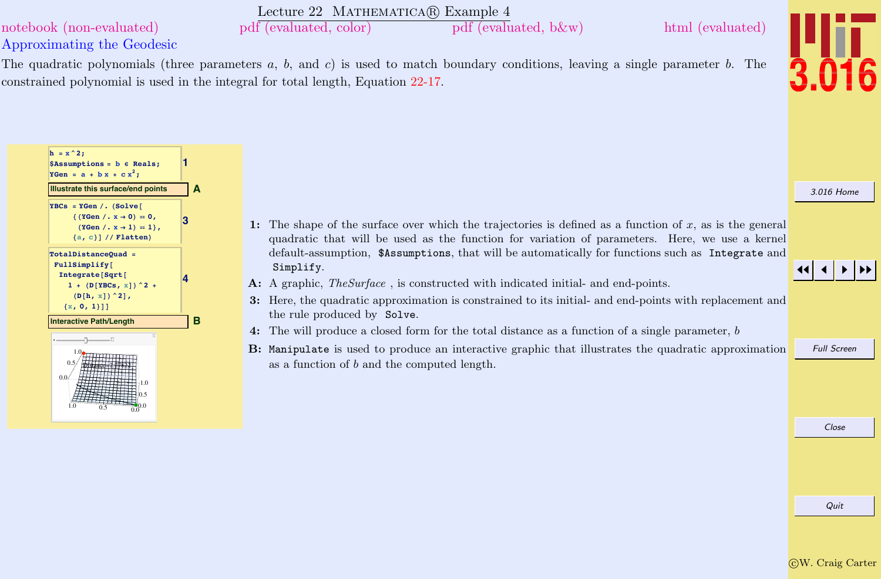Lecture 22 MATHEMATICA® Example 4

notebook (non-evaluated) pdf (evaluated, color) pdf (evaluated, b&w) html (evaluated)

## Approximating the Geodesic

The quadratic polynomials (three parameters $a$, $b$, and $c$) is used to match boundary conditions, leaving a single parameter $b$. The constrained polynomial is used in the integral for total length, Equation 22-17.

```
h = x^2;
$Assumptions = b ∈ Reals;
YGen = a + b x + c x^2;
```
1

**Illustrate this surface/end points** A

```
YBCs = YGen /. (Solve[
    {(YGen /. x → 0) == 0,
     (YGen /. x → 1) == 1},
    {a, c}] // Flatten)
```
3

```
TotalDistanceQuad =
 FullSimplify[
  Integrate[Sqrt[
    1 + (D[YBCs, x])^2 +
     (D[h, x])^2],
   {x, 0, 1}]]
```
4

**Interactive Path/Length** B

**1:** The shape of the surface over which the trajectories is defined as a function of $x$, as is the general quadratic that will be used as the function for variation of parameters. Here, we use a kernel default-assumption, `$Assumptions`, that will be automatically for functions such as `Integrate` and `Simplify`.

**A:** A graphic, *TheSurface* , is constructed with indicated initial- and end-points.

**3:** Here, the quadratic approximation is constrained to its initial- and end-points with replacement and the rule produced by `Solve`.

**4:** The will produce a closed form for the total distance as a function of a single parameter, $b$

**B:** `Manipulate` is used to produce an interactive graphic that illustrates the quadratic approximation as a function of $b$ and the computed length.

©W. Craig Carter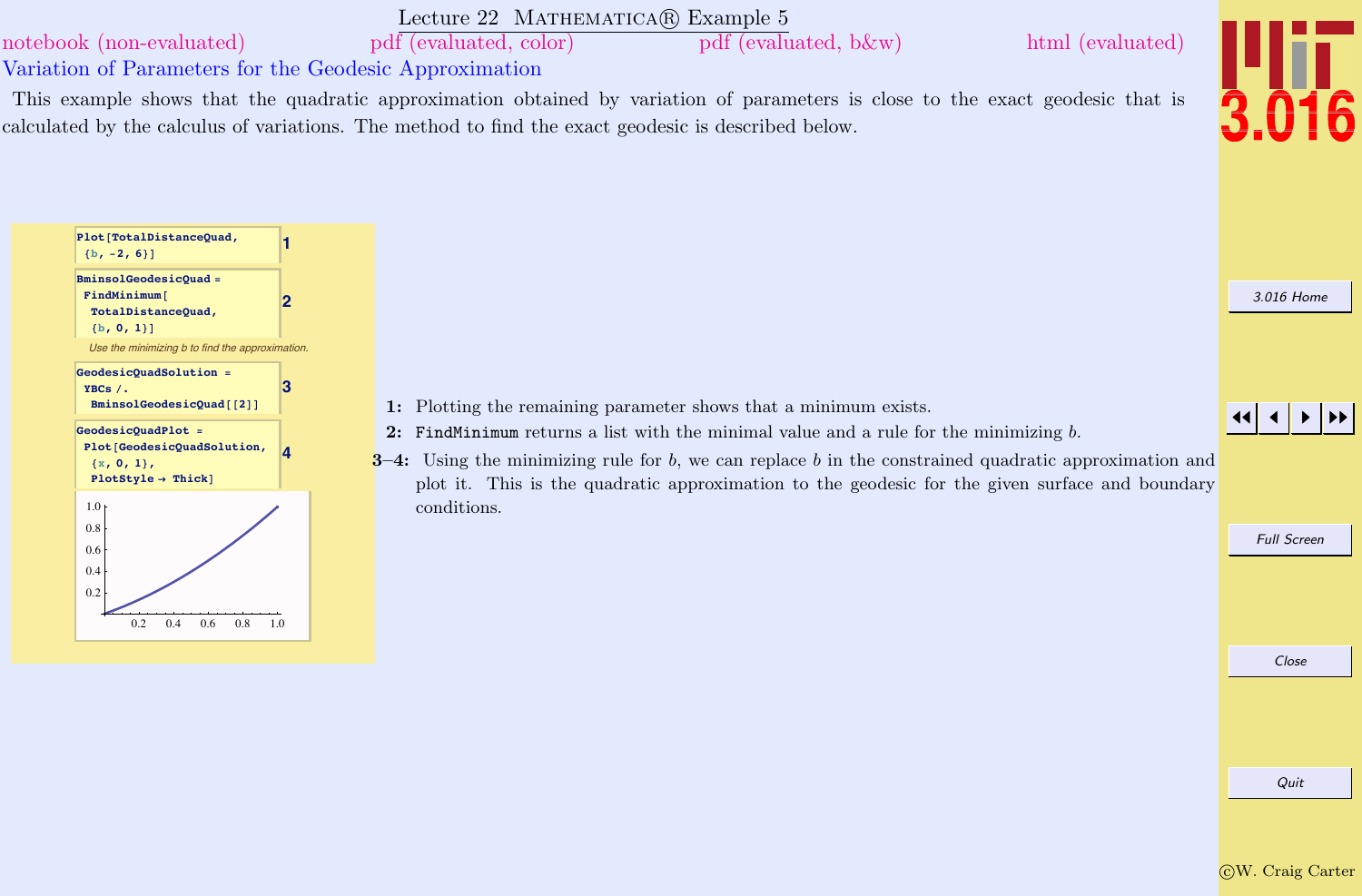# Lecture 22 MATHEMATICA® Example 5

notebook (non-evaluated) pdf (evaluated, color) pdf (evaluated, b&w) html (evaluated)

## Variation of Parameters for the Geodesic Approximation

This example shows that the quadratic approximation obtained by variation of parameters is close to the exact geodesic that is calculated by the calculus of variations. The method to find the exact geodesic is described below.

```
Plot[TotalDistanceQuad,
 {b, -2, 6}]
```
1

```
BminsolGeodesicQuad =
 FindMinimum[
  TotalDistanceQuad,
  {b, 0, 1}]
```
2

*Use the minimizing b to find the approximation.*

```
GeodesicQuadSolution =
 YBCs /.
  BminsolGeodesicQuad[[2]]
```
3

```
GeodesicQuadPlot =
 Plot[GeodesicQuadSolution,
  {x, 0, 1},
  PlotStyle → Thick]
```
4

**1:** Plotting the remaining parameter shows that a minimum exists.

**2:** `FindMinimum` returns a list with the minimal value and a rule for the minimizing $b$.

**3–4:** Using the minimizing rule for $b$, we can replace $b$ in the constrained quadratic approximation and plot it. This is the quadratic approximation to the geodesic for the given surface and boundary conditions.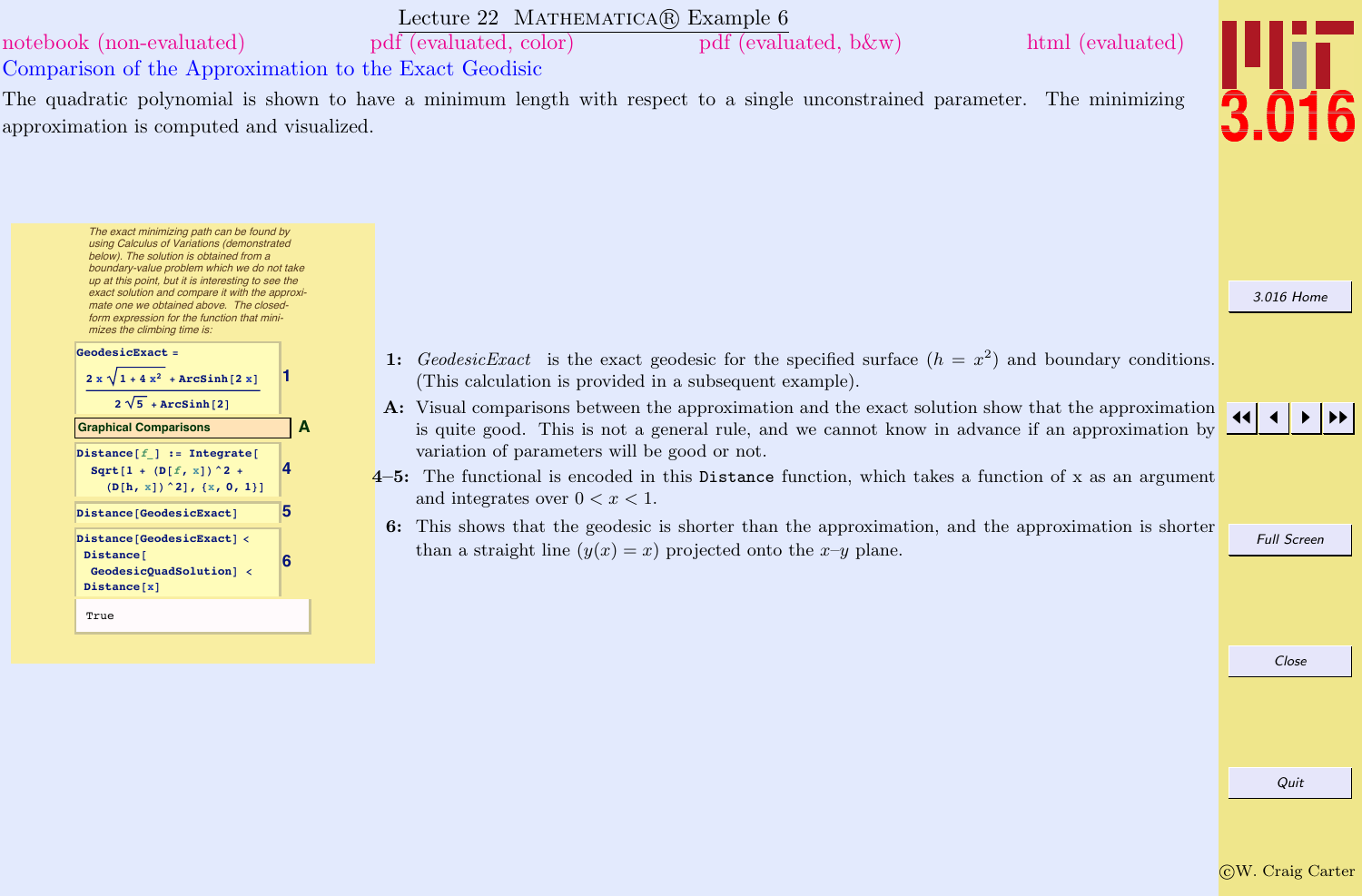# Lecture 22 MATHEMATICA® Example 6

notebook (non-evaluated) pdf (evaluated, color) pdf (evaluated, b&w) html (evaluated)

## Comparison of the Approximation to the Exact Geodisic

The quadratic polynomial is shown to have a minimum length with respect to a single unconstrained parameter. The minimizing approximation is computed and visualized.

*The exact minimizing path can be found by using Calculus of Variations (demonstrated below). The solution is obtained from a boundary-value problem which we do not take up at this point, but it is interesting to see the exact solution and compare it with the approximate one we obtained above. The closed-form expression for the function that minimizes the climbing time is:*

```
GeodesicExact =
  (2 x Sqrt[1 + 4 x^2] + ArcSinh[2 x]) / (2 Sqrt[5] + ArcSinh[2])
```
(1)

**Graphical Comparisons** (A)

```
Distance[f_] := Integrate[
  Sqrt[1 + (D[f, x])^2 +
    (D[h, x])^2], {x, 0, 1}]
```
(4)

```
Distance[GeodesicExact]
```
(5)

```
Distance[GeodesicExact] <
 Distance[
  GeodesicQuadSolution] <
 Distance[x]
```
(6)

```
True
```

**1:** *GeodesicExact* is the exact geodesic for the specified surface ($h = x^2$) and boundary conditions. (This calculation is provided in a subsequent example).

**A:** Visual comparisons between the approximation and the exact solution show that the approximation is quite good. This is not a general rule, and we cannot know in advance if an approximation by variation of parameters will be good or not.

**4–5:** The functional is encoded in this `Distance` function, which takes a function of x as an argument and integrates over $0 < x < 1$.

**6:** This shows that the geodesic is shorter than the approximation, and the approximation is shorter than a straight line ($y(x) = x$) projected onto the $x$–$y$ plane.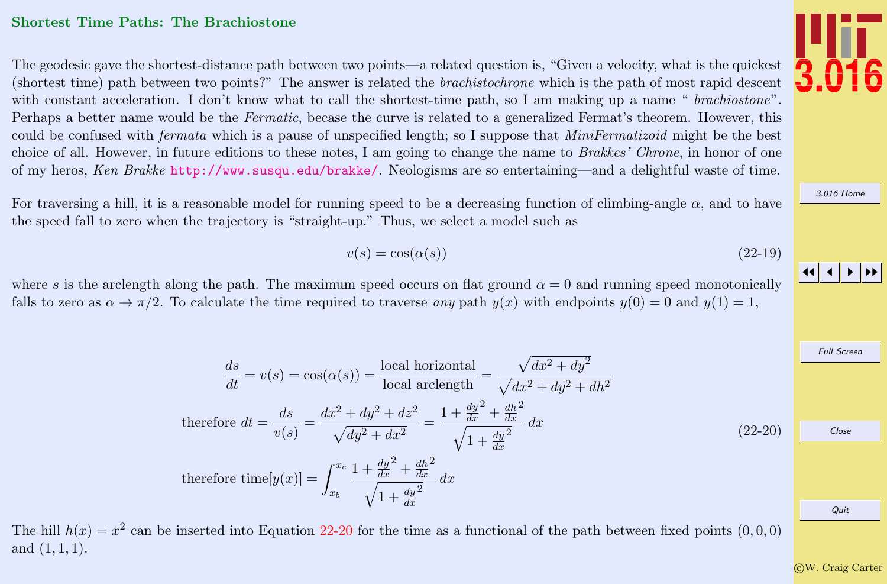## Shortest Time Paths: The Brachiostone

The geodesic gave the shortest-distance path between two points—a related question is, "Given a velocity, what is the quickest (shortest time) path between two points?" The answer is related the *brachistochrone* which is the path of most rapid descent with constant acceleration. I don't know what to call the shortest-time path, so I am making up a name " *brachiostone*". Perhaps a better name would be the *Fermatic*, becase the curve is related to a generalized Fermat's theorem. However, this could be confused with *fermata* which is a pause of unspecified length; so I suppose that *MiniFermatizoid* might be the best choice of all. However, in future editions to these notes, I am going to change the name to *Brakkes' Chrone*, in honor of one of my heros, *Ken Brakke* http://www.susqu.edu/brakke/. Neologisms are so entertaining—and a delightful waste of time.

For traversing a hill, it is a reasonable model for running speed to be a decreasing function of climbing-angle $\alpha$, and to have the speed fall to zero when the trajectory is "straight-up." Thus, we select a model such as

$$v(s) = \cos(\alpha(s)) \tag{22-19}$$

where $s$ is the arclength along the path. The maximum speed occurs on flat ground $\alpha = 0$ and running speed monotonically falls to zero as $\alpha \to \pi/2$. To calculate the time required to traverse *any* path $y(x)$ with endpoints $y(0) = 0$ and $y(1) = 1$,

$$\begin{aligned}
\frac{ds}{dt} &= v(s) = \cos(\alpha(s)) = \frac{\text{local horizontal}}{\text{local arclength}} = \frac{\sqrt{dx^2 + dy^2}}{\sqrt{dx^2 + dy^2 + dh^2}} \\
\text{therefore } dt &= \frac{ds}{v(s)} = \frac{dx^2 + dy^2 + dz^2}{\sqrt{dy^2 + dx^2}} = \frac{1 + \frac{dy}{dx}^2 + \frac{dh}{dx}^2}{\sqrt{1 + \frac{dy}{dx}^2}}\, dx \\
\text{therefore time}[y(x)] &= \int_{x_b}^{x_e} \frac{1 + \frac{dy}{dx}^2 + \frac{dh}{dx}^2}{\sqrt{1 + \frac{dy}{dx}^2}}\, dx
\end{aligned} \tag{22-20}$$

The hill $h(x) = x^2$ can be inserted into Equation 22-20 for the time as a functional of the path between fixed points $(0, 0, 0)$ and $(1, 1, 1)$.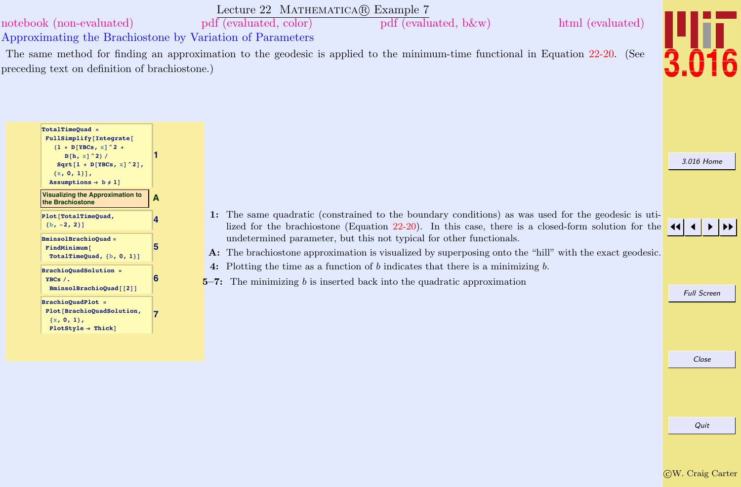# Lecture 22 Mathematica® Example 7

notebook (non-evaluated) pdf (evaluated, color) pdf (evaluated, b&w) html (evaluated)

## Approximating the Brachiostone by Variation of Parameters

The same method for finding an approximation to the geodesic is applied to the minimum-time functional in Equation 22-20. (See preceding text on definition of brachiostone.)

```
TotalTimeQuad =
 FullSimplify[Integrate[
   (1 + D[YBCs, x]^2 +
      D[h, x]^2) /
    Sqrt[1 + D[YBCs, x]^2],
   {x, 0, 1}],
  Assumptions → b ≠ 1]                                1
```

**Visualizing the Approximation to the Brachiostone** A

```
Plot[TotalTimeQuad,
 {b, -2, 2}]                                          4
```

```
BminsolBrachioQuad =
 FindMinimum[
  TotalTimeQuad, {b, 0, 1}]                           5
```

```
BrachioQuadSolution =
 YBCs /.
  BminsolBrachioQuad[[2]]                             6
```

```
BrachioQuadPlot =
 Plot[BrachioQuadSolution,
  {x, 0, 1},
  PlotStyle → Thick]                                  7
```

**1:** The same quadratic (constrained to the boundary conditions) as was used for the geodesic is utilized for the brachiostone (Equation 22-20). In this case, there is a closed-form solution for the undetermined parameter, but this not typical for other functionals.

**A:** The brachiostone approximation is visualized by superposing onto the "hill" with the exact geodesic.

**4:** Plotting the time as a function of $b$ indicates that there is a minimizing $b$.

**5–7:** The minimizing $b$ is inserted back into the quadratic approximation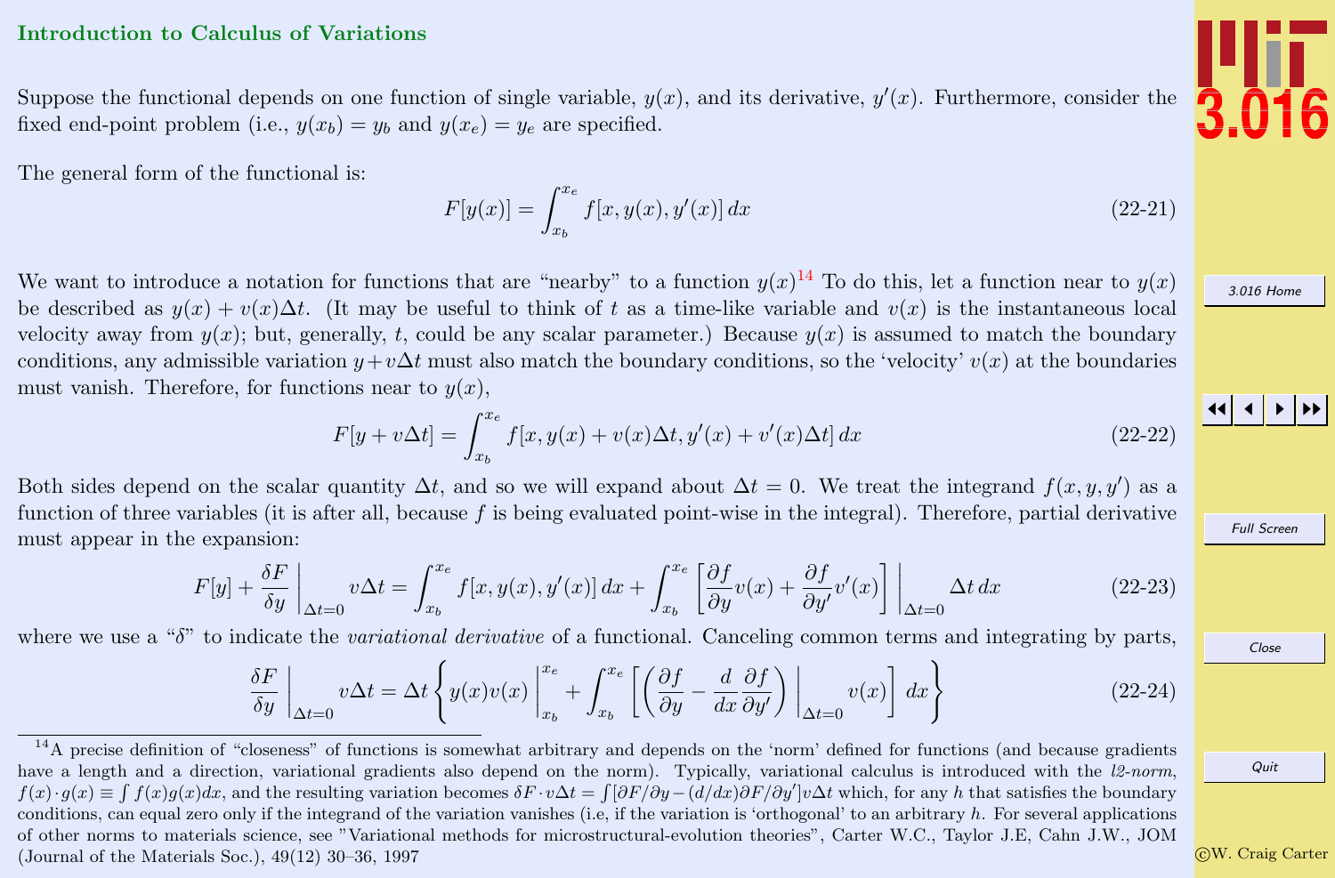## Introduction to Calculus of Variations

Suppose the functional depends on one function of single variable, $y(x)$, and its derivative, $y'(x)$. Furthermore, consider the fixed end-point problem (i.e., $y(x_b) = y_b$ and $y(x_e) = y_e$ are specified.

The general form of the functional is:

$$F[y(x)] = \int_{x_b}^{x_e} f[x, y(x), y'(x)]\, dx \tag{22-21}$$

We want to introduce a notation for functions that are "nearby" to a function $y(x)$[14] To do this, let a function near to $y(x)$ be described as $y(x) + v(x)\Delta t$. (It may be useful to think of $t$ as a time-like variable and $v(x)$ is the instantaneous local velocity away from $y(x)$; but, generally, $t$, could be any scalar parameter.) Because $y(x)$ is assumed to match the boundary conditions, any admissible variation $y + v\Delta t$ must also match the boundary conditions, so the 'velocity' $v(x)$ at the boundaries must vanish. Therefore, for functions near to $y(x)$,

$$F[y + v\Delta t] = \int_{x_b}^{x_e} f[x, y(x) + v(x)\Delta t, y'(x) + v'(x)\Delta t]\, dx \tag{22-22}$$

Both sides depend on the scalar quantity $\Delta t$, and so we will expand about $\Delta t = 0$. We treat the integrand $f(x, y, y')$ as a function of three variables (it is after all, because $f$ is being evaluated point-wise in the integral). Therefore, partial derivative must appear in the expansion:

$$F[y] + \frac{\delta F}{\delta y}\bigg|_{\Delta t=0} v\Delta t = \int_{x_b}^{x_e} f[x, y(x), y'(x)]\, dx + \int_{x_b}^{x_e} \left[\frac{\partial f}{\partial y} v(x) + \frac{\partial f}{\partial y'} v'(x)\right]\bigg|_{\Delta t=0} \Delta t\, dx \tag{22-23}$$

where we use a "$\delta$" to indicate the *variational derivative* of a functional. Canceling common terms and integrating by parts,

$$\frac{\delta F}{\delta y}\bigg|_{\Delta t=0} v\Delta t = \Delta t \left\{ y(x)v(x)\bigg|_{x_b}^{x_e} + \int_{x_b}^{x_e} \left[\left(\frac{\partial f}{\partial y} - \frac{d}{dx}\frac{\partial f}{\partial y'}\right)\bigg|_{\Delta t=0} v(x)\right] dx \right\} \tag{22-24}$$

---

[14] A precise definition of "closeness" of functions is somewhat arbitrary and depends on the 'norm' defined for functions (and because gradients have a length and a direction, variational gradients also depend on the norm). Typically, variational calculus is introduced with the *l2-norm*, $f(x) \cdot g(x) \equiv \int f(x)g(x)dx$, and the resulting variation becomes $\delta F \cdot v\Delta t = \int [\partial F/\partial y - (d/dx)\partial F/\partial y'] v\Delta t$ which, for any $h$ that satisfies the boundary conditions, can equal zero only if the integrand of the variation vanishes (i.e, if the variation is 'orthogonal' to an arbitrary $h$. For several applications of other norms to materials science, see "Variational methods for microstructural-evolution theories", Carter W.C., Taylor J.E, Cahn J.W., JOM (Journal of the Materials Soc.), 49(12) 30–36, 1997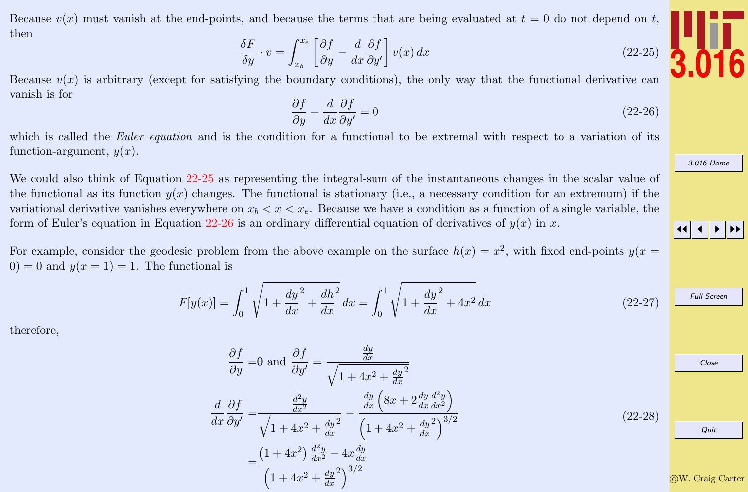Because $v(x)$ must vanish at the end-points, and because the terms that are being evaluated at $t = 0$ do not depend on $t$, then

$$\frac{\delta F}{\delta y} \cdot v = \int_{x_b}^{x_e} \left[ \frac{\partial f}{\partial y} - \frac{d}{dx}\frac{\partial f}{\partial y'} \right] v(x)\, dx \tag{22-25}$$

Because $v(x)$ is arbitrary (except for satisfying the boundary conditions), the only way that the functional derivative can vanish is for

$$\frac{\partial f}{\partial y} - \frac{d}{dx}\frac{\partial f}{\partial y'} = 0 \tag{22-26}$$

which is called the *Euler equation* and is the condition for a functional to be extremal with respect to a variation of its function-argument, $y(x)$.

We could also think of Equation 22-25 as representing the integral-sum of the instantaneous changes in the scalar value of the functional as its function $y(x)$ changes. The functional is stationary (i.e., a necessary condition for an extremum) if the variational derivative vanishes everywhere on $x_b < x < x_e$. Because we have a condition as a function of a single variable, the form of Euler's equation in Equation 22-26 is an ordinary differential equation of derivatives of $y(x)$ in $x$.

For example, consider the geodesic problem from the above example on the surface $h(x) = x^2$, with fixed end-points $y(x = 0) = 0$ and $y(x = 1) = 1$. The functional is

$$F[y(x)] = \int_0^1 \sqrt{1 + \frac{dy}{dx}^2 + \frac{dh}{dx}^2}\, dx = \int_0^1 \sqrt{1 + \frac{dy}{dx}^2 + 4x^2}\, dx \tag{22-27}$$

therefore,

$$\begin{aligned}
\frac{\partial f}{\partial y} =& 0 \text{ and } \frac{\partial f}{\partial y'} = \frac{\frac{dy}{dx}}{\sqrt{1 + 4x^2 + \frac{dy}{dx}^2}} \\
\frac{d}{dx}\frac{\partial f}{\partial y'} =& \frac{\frac{d^2y}{dx^2}}{\sqrt{1 + 4x^2 + \frac{dy}{dx}^2}} - \frac{\frac{dy}{dx}\left(8x + 2\frac{dy}{dx}\frac{d^2y}{dx^2}\right)}{\left(1 + 4x^2 + \frac{dy}{dx}^2\right)^{3/2}} \\
=& \frac{\left(1 + 4x^2\right)\frac{d^2y}{dx^2} - 4x\frac{dy}{dx}}{\left(1 + 4x^2 + \frac{dy}{dx}^2\right)^{3/2}}
\end{aligned} \tag{22-28}$$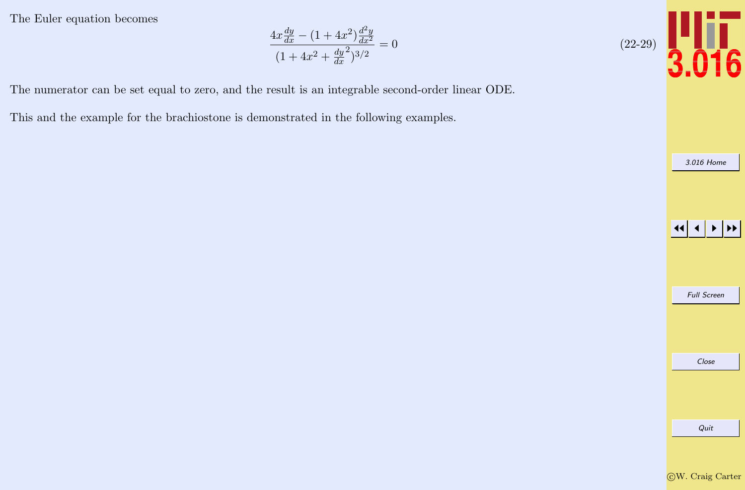The Euler equation becomes

$$\frac{4x\frac{dy}{dx} - (1+4x^2)\frac{d^2y}{dx^2}}{(1+4x^2+\frac{dy}{dx}^2)^{3/2}} = 0 \tag{22-29}$$

The numerator can be set equal to zero, and the result is an integrable second-order linear ODE.

This and the example for the brachiostone is demonstrated in the following examples.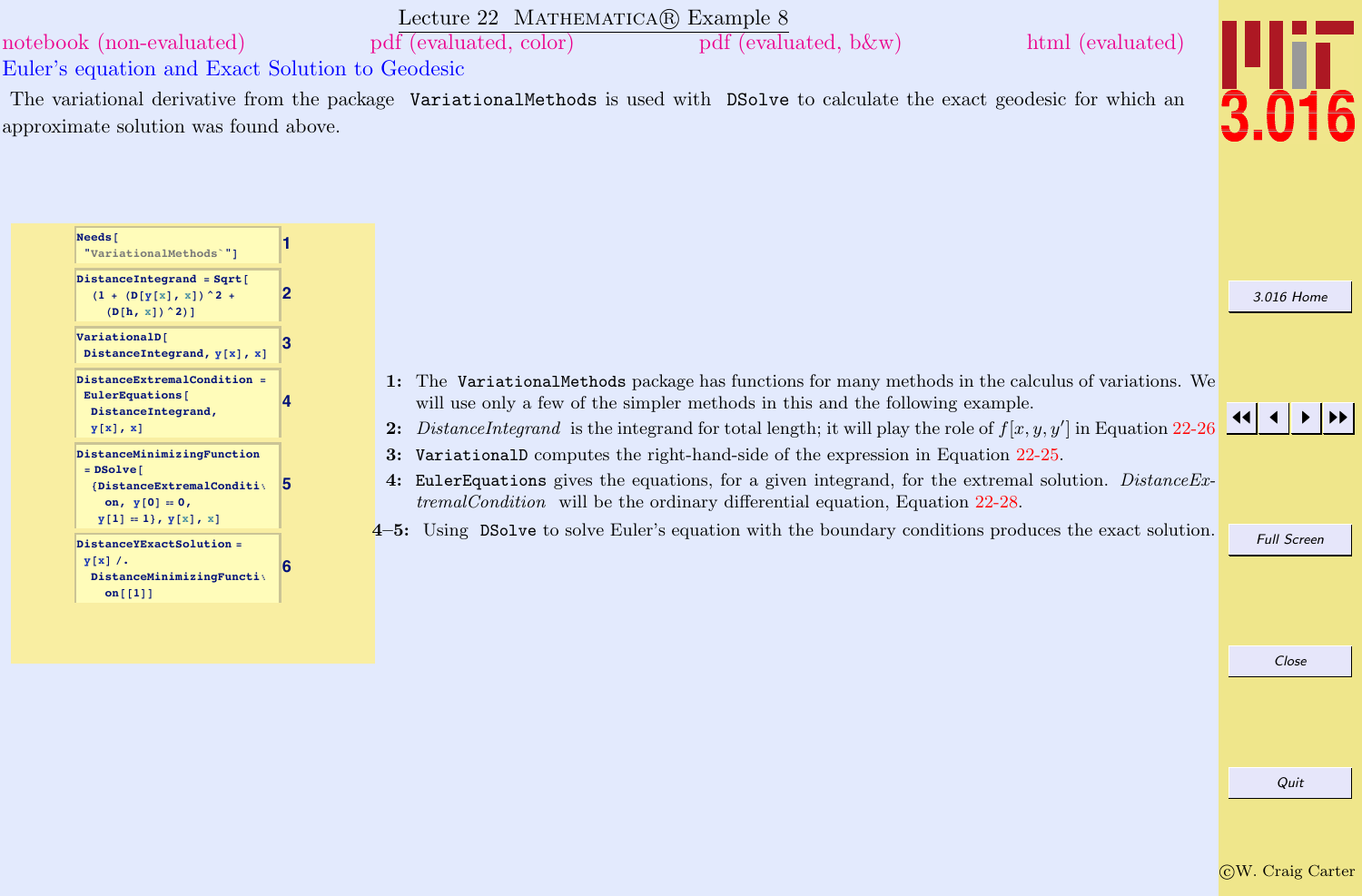# Lecture 22 Mathematica® Example 8

notebook (non-evaluated) pdf (evaluated, color) pdf (evaluated, b&w) html (evaluated)

## Euler's equation and Exact Solution to Geodesic

The variational derivative from the package `VariationalMethods` is used with `DSolve` to calculate the exact geodesic for which an approximate solution was found above.

```
Needs[
 "VariationalMethods`"]
```
1

```
DistanceIntegrand = Sqrt[
  (1 + (D[y[x], x])^2 +
    (D[h, x])^2)]
```
2

```
VariationalD[
 DistanceIntegrand, y[x], x]
```
3

```
DistanceExtremalCondition =
 EulerEquations[
  DistanceIntegrand,
  y[x], x]
```
4

```
DistanceMinimizingFunction
 = DSolve[
  {DistanceExtremalConditi\
   on, y[0] == 0,
   y[1] == 1}, y[x], x]
```
5

```
DistanceYExactSolution =
 y[x] /.
  DistanceMinimizingFuncti\
   on[[1]]
```
6

**1:** The `VariationalMethods` package has functions for many methods in the calculus of variations. We will use only a few of the simpler methods in this and the following example.

**2:** *DistanceIntegrand* is the integrand for total length; it will play the role of $f[x, y, y']$ in Equation 22-26

**3:** `VariationalD` computes the right-hand-side of the expression in Equation 22-25.

**4:** `EulerEquations` gives the equations, for a given integrand, for the extremal solution. *DistanceExtremalCondition* will be the ordinary differential equation, Equation 22-28.

**4–5:** Using `DSolve` to solve Euler's equation with the boundary conditions produces the exact solution.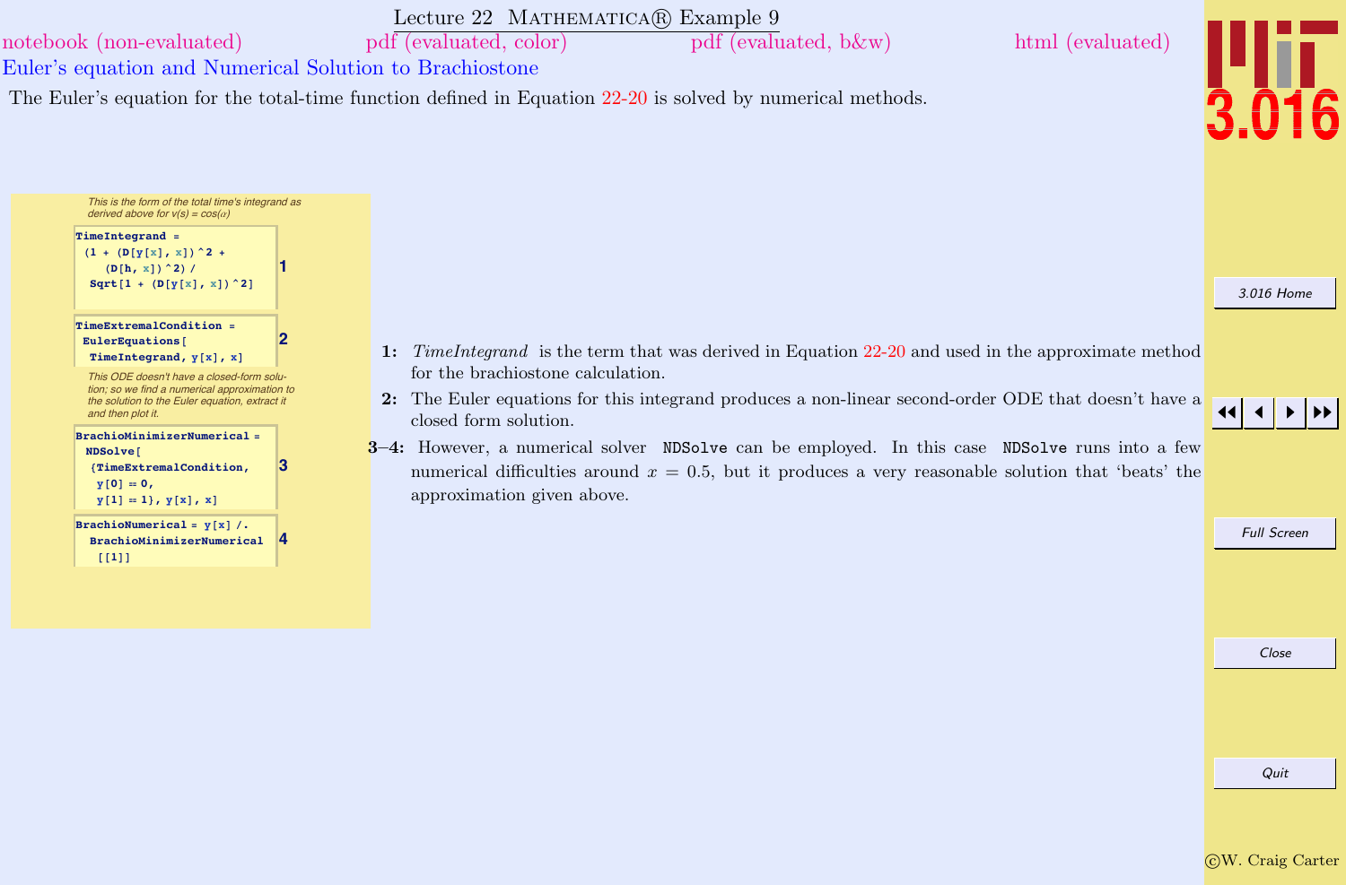# Lecture 22 Mathematica® Example 9

notebook (non-evaluated) pdf (evaluated, color) pdf (evaluated, b&w) html (evaluated)

## Euler's equation and Numerical Solution to Brachiostone

The Euler's equation for the total-time function defined in Equation 22-20 is solved by numerical methods.

*This is the form of the total time's integrand as derived above for v(s) = cos(α)*

```
TimeIntegrand =
 (1 + (D[y[x], x])^2 +
    (D[h, x])^2) /
  Sqrt[1 + (D[y[x], x])^2]
```
(1)

```
TimeExtremalCondition =
 EulerEquations[
  TimeIntegrand, y[x], x]
```
(2)

*This ODE doesn't have a closed-form solution; so we find a numerical approximation to the solution to the Euler equation, extract it and then plot it.*

```
BrachioMinimizerNumerical =
 NDSolve[
 {TimeExtremalCondition,
   y[0] == 0,
   y[1] == 1}, y[x], x]
```
(3)

```
BrachioNumerical = y[x] /.
  BrachioMinimizerNumerical
   [[1]]
```
(4)

**1:** *TimeIntegrand* is the term that was derived in Equation 22-20 and used in the approximate method for the brachiostone calculation.

**2:** The Euler equations for this integrand produces a non-linear second-order ODE that doesn't have a closed form solution.

**3–4:** However, a numerical solver `NDSolve` can be employed. In this case `NDSolve` runs into a few numerical difficulties around $x = 0.5$, but it produces a very reasonable solution that 'beats' the approximation given above.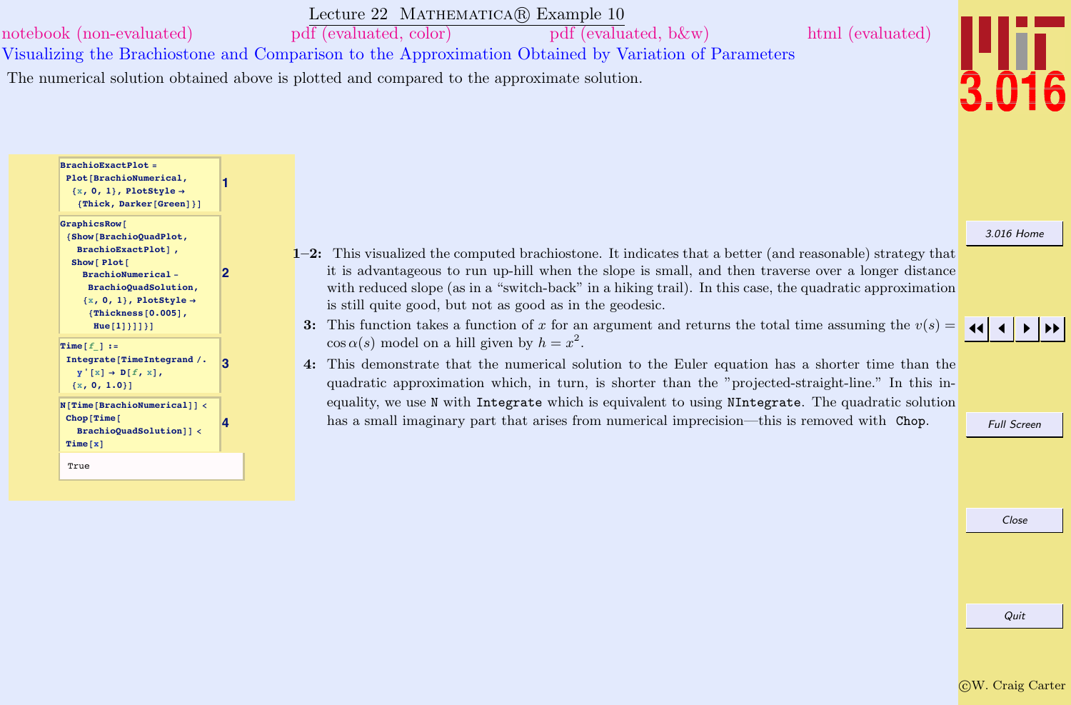# Lecture 22 Mathematica® Example 10

notebook (non-evaluated) pdf (evaluated, color) pdf (evaluated, b&w) html (evaluated)

## Visualizing the Brachiostone and Comparison to the Approximation Obtained by Variation of Parameters

The numerical solution obtained above is plotted and compared to the approximate solution.

```
BrachioExactPlot =
  Plot[BrachioNumerical,
   {x, 0, 1}, PlotStyle →
    {Thick, Darker[Green]}]                                    1
```

```
GraphicsRow[
 {Show[BrachioQuadPlot,
   BrachioExactPlot],
  Show[ Plot[
    BrachioNumerical -
     BrachioQuadSolution,
    {x, 0, 1}, PlotStyle →
     {Thickness[0.005],
      Hue[1]}]]}]                                              2
```

```
Time[f_] :=
 Integrate[TimeIntegrand /.
   y'[x] → D[f, x],
  {x, 0, 1.0}]                                                 3
```

```
N[Time[BrachioNumerical]] <
 Chop[Time[
   BrachioQuadSolution]] <
 Time[x]                                                       4

True
```

**1–2:** This visualized the computed brachiostone. It indicates that a better (and reasonable) strategy that it is advantageous to run up-hill when the slope is small, and then traverse over a longer distance with reduced slope (as in a "switch-back" in a hiking trail). In this case, the quadratic approximation is still quite good, but not as good as in the geodesic.

**3:** This function takes a function of $x$ for an argument and returns the total time assuming the $v(s) = \cos\alpha(s)$ model on a hill given by $h = x^2$.

**4:** This demonstrate that the numerical solution to the Euler equation has a shorter time than the quadratic approximation which, in turn, is shorter than the "projected-straight-line." In this inequality, we use `N` with `Integrate` which is equivalent to using `NIntegrate`. The quadratic solution has a small imaginary part that arises from numerical imprecision—this is removed with `Chop`.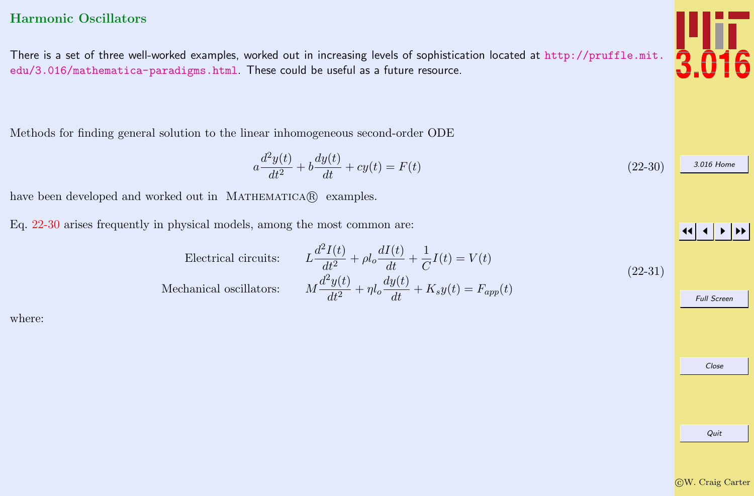## Harmonic Oscillators

There is a set of three well-worked examples, worked out in increasing levels of sophistication located at http://pruffle.mit.edu/3.016/mathematica-paradigms.html. These could be useful as a future resource.

Methods for finding general solution to the linear inhomogeneous second-order ODE

$$a\frac{d^2y(t)}{dt^2} + b\frac{dy(t)}{dt} + cy(t) = F(t) \tag{22-30}$$

have been developed and worked out in MATHEMATICA® examples.

Eq. 22-30 arises frequently in physical models, among the most common are:

$$\begin{aligned} \text{Electrical circuits:} \qquad & L\frac{d^2I(t)}{dt^2} + \rho l_o\frac{dI(t)}{dt} + \frac{1}{C}I(t) = V(t) \\ \text{Mechanical oscillators:} \qquad & M\frac{d^2y(t)}{dt^2} + \eta l_o\frac{dy(t)}{dt} + K_s y(t) = F_{app}(t) \end{aligned} \tag{22-31}$$

where: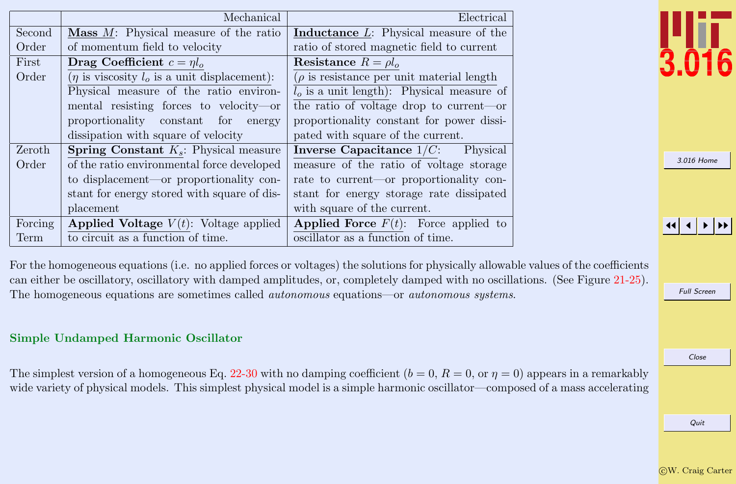| | Mechanical | Electrical |
|---|---|---|
| Second Order | **Mass** $M$: Physical measure of the ratio of momentum field to velocity | **Inductance** $L$: Physical measure of the ratio of stored magnetic field to current |
| First Order | **Drag Coefficient** $c = \eta l_o$ ($\eta$ is viscosity $l_o$ is a unit displacement): Physical measure of the ratio environmental resisting forces to velocity—or proportionality constant for energy dissipation with square of velocity | **Resistance** $R = \rho l_o$ ($\rho$ is resistance per unit material length $l_o$ is a unit length): Physical measure of the ratio of voltage drop to current—or proportionality constant for power dissipated with square of the current. |
| Zeroth Order | **Spring Constant** $K_s$: Physical measure of the ratio environmental force developed to displacement—or proportionality constant for energy stored with square of displacement | **Inverse Capacitance** $1/C$: Physical measure of the ratio of voltage storage rate to current—or proportionality constant for energy storage rate dissipated with square of the current. |
| Forcing Term | **Applied Voltage** $V(t)$: Voltage applied to circuit as a function of time. | **Applied Force** $F(t)$: Force applied to oscillator as a function of time. |

For the homogeneous equations (i.e. no applied forces or voltages) the solutions for physically allowable values of the coefficients can either be oscillatory, oscillatory with damped amplitudes, or, completely damped with no oscillations. (See Figure 21-25). The homogeneous equations are sometimes called *autonomous* equations—or *autonomous systems*.

### Simple Undamped Harmonic Oscillator

The simplest version of a homogeneous Eq. 22-30 with no damping coefficient ($b = 0$, $R = 0$, or $\eta = 0$) appears in a remarkably wide variety of physical models. This simplest physical model is a simple harmonic oscillator—composed of a mass accelerating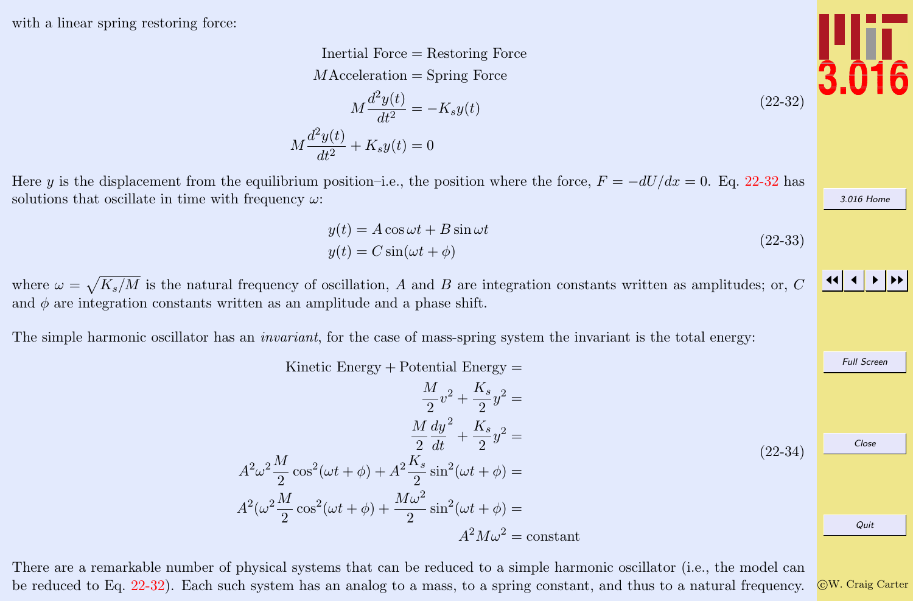with a linear spring restoring force:

$$
\begin{aligned}
\text{Inertial Force} &= \text{Restoring Force}\\
M\text{Acceleration} &= \text{Spring Force}\\
M\frac{d^2y(t)}{dt^2} &= -K_s y(t)\\
M\frac{d^2y(t)}{dt^2} + K_s y(t) &= 0
\end{aligned}
\tag{22-32}
$$

Here $y$ is the displacement from the equilibrium position–i.e., the position where the force, $F = -dU/dx = 0$. Eq. 22-32 has solutions that oscillate in time with frequency $\omega$:

$$
\begin{aligned}
y(t) &= A\cos\omega t + B\sin\omega t\\
y(t) &= C\sin(\omega t + \phi)
\end{aligned}
\tag{22-33}
$$

where $\omega = \sqrt{K_s/M}$ is the natural frequency of oscillation, $A$ and $B$ are integration constants written as amplitudes; or, $C$ and $\phi$ are integration constants written as an amplitude and a phase shift.

The simple harmonic oscillator has an *invariant*, for the case of mass-spring system the invariant is the total energy:

$$
\begin{aligned}
\text{Kinetic Energy} + \text{Potential Energy} &=\\
\frac{M}{2}v^2 + \frac{K_s}{2}y^2 &=\\
\frac{M}{2}\frac{dy}{dt}^2 + \frac{K_s}{2}y^2 &=\\
A^2\omega^2\frac{M}{2}\cos^2(\omega t + \phi) + A^2\frac{K_s}{2}\sin^2(\omega t + \phi) &=\\
A^2(\omega^2\frac{M}{2}\cos^2(\omega t + \phi) + \frac{M\omega^2}{2}\sin^2(\omega t + \phi) &=\\
&A^2 M\omega^2 = \text{constant}
\end{aligned}
\tag{22-34}
$$

There are a remarkable number of physical systems that can be reduced to a simple harmonic oscillator (i.e., the model can be reduced to Eq. 22-32). Each such system has an analog to a mass, to a spring constant, and thus to a natural frequency.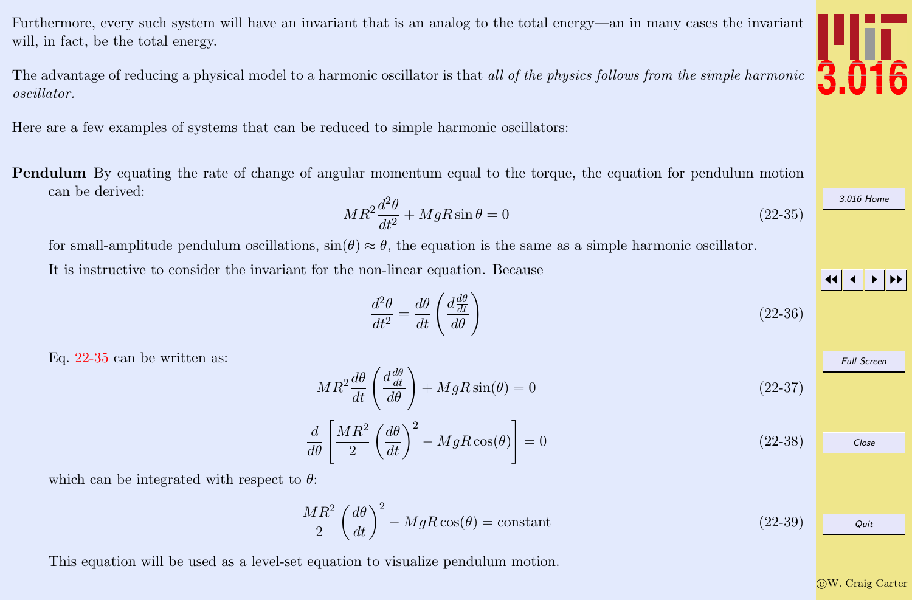Furthermore, every such system will have an invariant that is an analog to the total energy—an in many cases the invariant will, in fact, be the total energy.

The advantage of reducing a physical model to a harmonic oscillator is that *all of the physics follows from the simple harmonic oscillator.*

Here are a few examples of systems that can be reduced to simple harmonic oscillators:

**Pendulum** By equating the rate of change of angular momentum equal to the torque, the equation for pendulum motion can be derived:

$$MR^2 \frac{d^2\theta}{dt^2} + MgR\sin\theta = 0 \tag{22-35}$$

for small-amplitude pendulum oscillations, $\sin(\theta) \approx \theta$, the equation is the same as a simple harmonic oscillator.

It is instructive to consider the invariant for the non-linear equation. Because

$$\frac{d^2\theta}{dt^2} = \frac{d\theta}{dt}\left(\frac{d\frac{d\theta}{dt}}{d\theta}\right) \tag{22-36}$$

Eq. 22-35 can be written as:

$$MR^2 \frac{d\theta}{dt}\left(\frac{d\frac{d\theta}{dt}}{d\theta}\right) + MgR\sin(\theta) = 0 \tag{22-37}$$

$$\frac{d}{d\theta}\left[\frac{MR^2}{2}\left(\frac{d\theta}{dt}\right)^2 - MgR\cos(\theta)\right] = 0 \tag{22-38}$$

which can be integrated with respect to $\theta$:

$$\frac{MR^2}{2}\left(\frac{d\theta}{dt}\right)^2 - MgR\cos(\theta) = \text{constant} \tag{22-39}$$

This equation will be used as a level-set equation to visualize pendulum motion.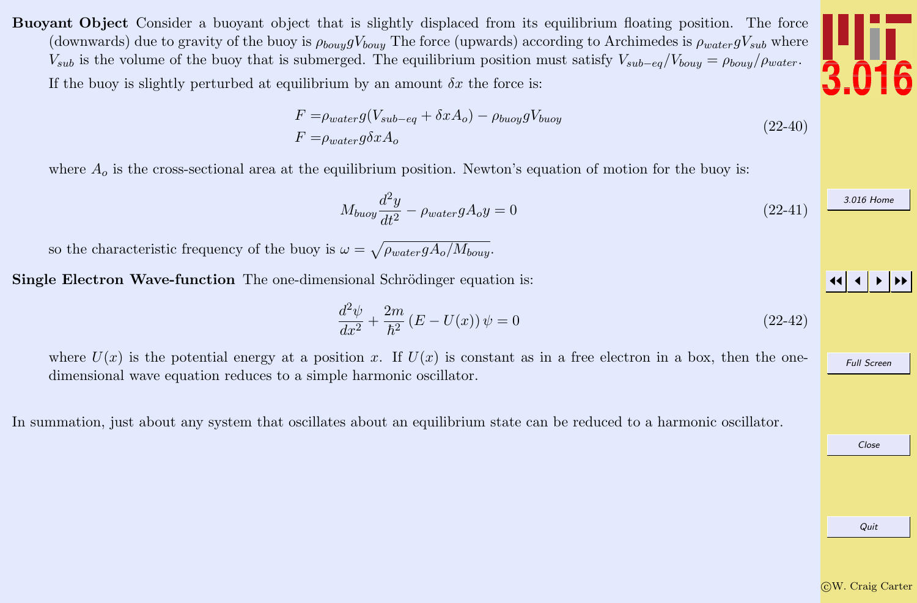**Buoyant Object** Consider a buoyant object that is slightly displaced from its equilibrium floating position. The force (downwards) due to gravity of the buoy is $\rho_{bouy} g V_{bouy}$ The force (upwards) according to Archimedes is $\rho_{water} g V_{sub}$ where $V_{sub}$ is the volume of the buoy that is submerged. The equilibrium position must satisfy $V_{sub-eq}/V_{bouy} = \rho_{bouy}/\rho_{water}$.

If the buoy is slightly perturbed at equilibrium by an amount $\delta x$ the force is:

$$
\begin{aligned}
F =& \rho_{water} g (V_{sub-eq} + \delta x A_o) - \rho_{buoy} g V_{buoy} \\
F =& \rho_{water} g \delta x A_o
\end{aligned}
\tag{22-40}
$$

where $A_o$ is the cross-sectional area at the equilibrium position. Newton's equation of motion for the buoy is:

$$
M_{buoy} \frac{d^2 y}{dt^2} - \rho_{water} g A_o y = 0 \tag{22-41}
$$

so the characteristic frequency of the buoy is $\omega = \sqrt{\rho_{water} g A_o / M_{bouy}}$.

**Single Electron Wave-function** The one-dimensional Schrödinger equation is:

$$
\frac{d^2 \psi}{dx^2} + \frac{2m}{\hbar^2} \left( E - U(x) \right) \psi = 0 \tag{22-42}
$$

where $U(x)$ is the potential energy at a position $x$. If $U(x)$ is constant as in a free electron in a box, then the one-dimensional wave equation reduces to a simple harmonic oscillator.

In summation, just about any system that oscillates about an equilibrium state can be reduced to a harmonic oscillator.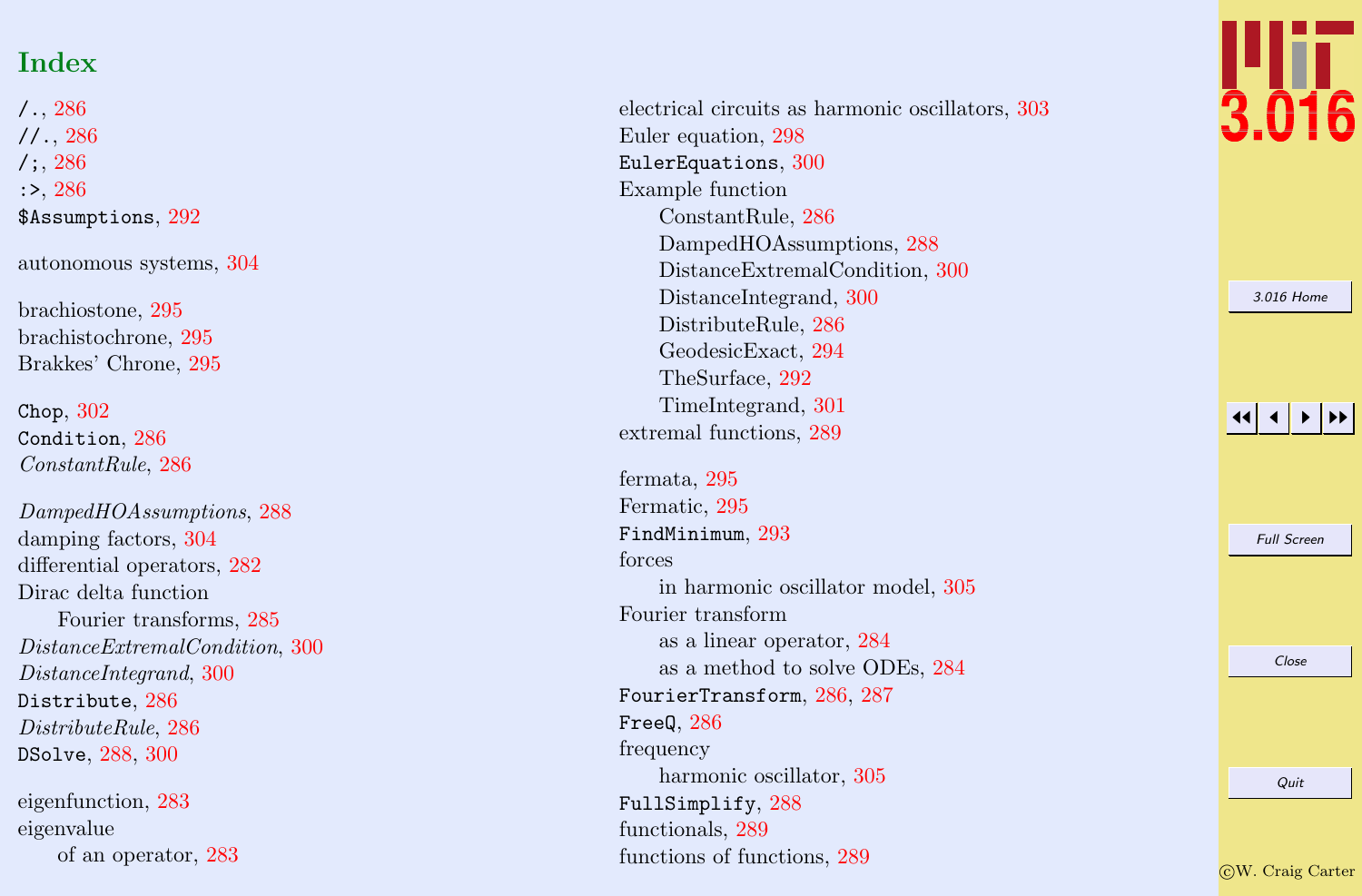# Index

`/.`, 286
`//.`, 286
`/;`, 286
`:>`, 286
`$Assumptions`, 292

autonomous systems, 304

brachiostone, 295
brachistochrone, 295
Brakkes' Chrone, 295

`Chop`, 302
`Condition`, 286
*ConstantRule*, 286

*DampedHOAssumptions*, 288
damping factors, 304
differential operators, 282
Dirac delta function
  Fourier transforms, 285
*DistanceExtremalCondition*, 300
*DistanceIntegrand*, 300
`Distribute`, 286
*DistributeRule*, 286
`DSolve`, 288, 300

eigenfunction, 283
eigenvalue
  of an operator, 283

electrical circuits as harmonic oscillators, 303
Euler equation, 298
`EulerEquations`, 300
Example function
  ConstantRule, 286
  DampedHOAssumptions, 288
  DistanceExtremalCondition, 300
  DistanceIntegrand, 300
  DistributeRule, 286
  GeodesicExact, 294
  TheSurface, 292
  TimeIntegrand, 301
extremal functions, 289

fermata, 295
Fermatic, 295
`FindMinimum`, 293
forces
  in harmonic oscillator model, 305
Fourier transform
  as a linear operator, 284
  as a method to solve ODEs, 284
`FourierTransform`, 286, 287
`FreeQ`, 286
frequency
  harmonic oscillator, 305
`FullSimplify`, 288
functionals, 289
functions of functions, 289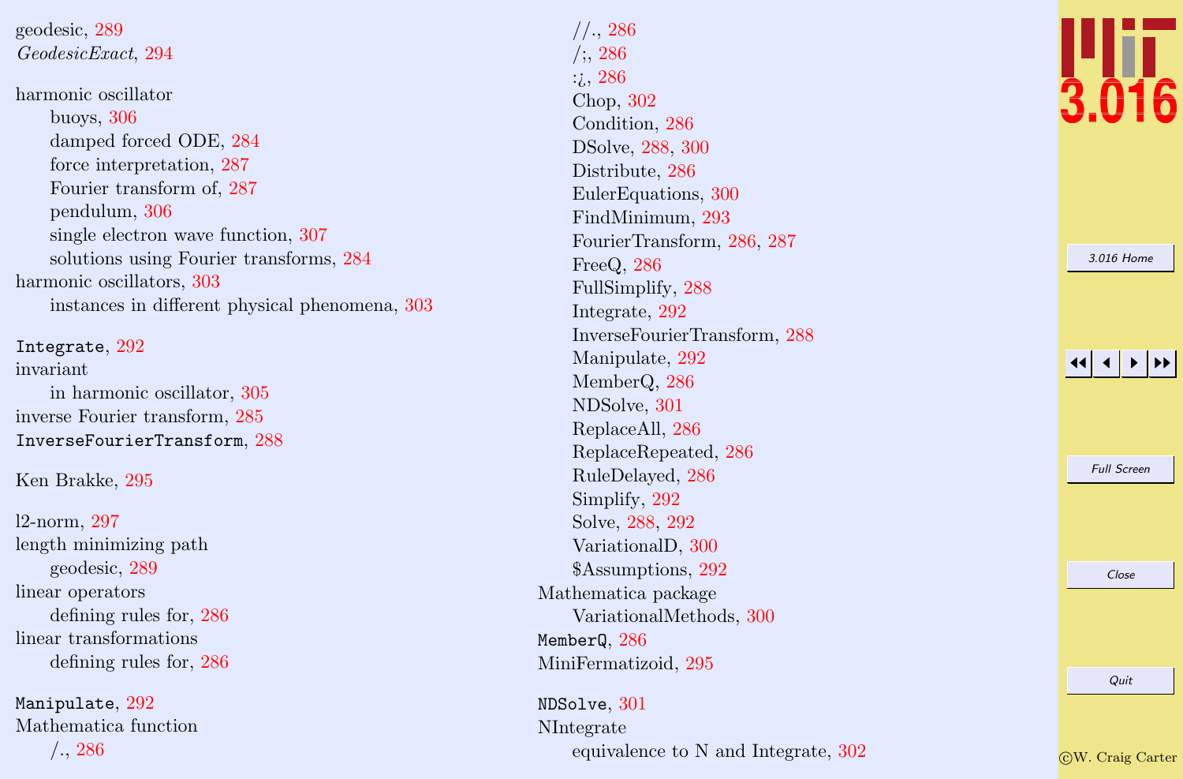geodesic, 289
*GeodesicExact*, 294

harmonic oscillator
  buoys, 306
  damped forced ODE, 284
  force interpretation, 287
  Fourier transform of, 287
  pendulum, 306
  single electron wave function, 307
  solutions using Fourier transforms, 284
harmonic oscillators, 303
  instances in different physical phenomena, 303

`Integrate`, 292
invariant
  in harmonic oscillator, 305
inverse Fourier transform, 285
`InverseFourierTransform`, 288

Ken Brakke, 295

l2-norm, 297
length minimizing path
  geodesic, 289
linear operators
  defining rules for, 286
linear transformations
  defining rules for, 286

`Manipulate`, 292
Mathematica function
  /., 286
  //., 286
  /;, 286
  :¿, 286
  Chop, 302
  Condition, 286
  DSolve, 288, 300
  Distribute, 286
  EulerEquations, 300
  FindMinimum, 293
  FourierTransform, 286, 287
  FreeQ, 286
  FullSimplify, 288
  Integrate, 292
  InverseFourierTransform, 288
  Manipulate, 292
  MemberQ, 286
  NDSolve, 301
  ReplaceAll, 286
  ReplaceRepeated, 286
  RuleDelayed, 286
  Simplify, 292
  Solve, 288, 292
  VariationalD, 300
  $Assumptions, 292
Mathematica package
  VariationalMethods, 300
`MemberQ`, 286
MiniFermatizoid, 295

`NDSolve`, 301
NIntegrate
  equivalence to N and Integrate, 302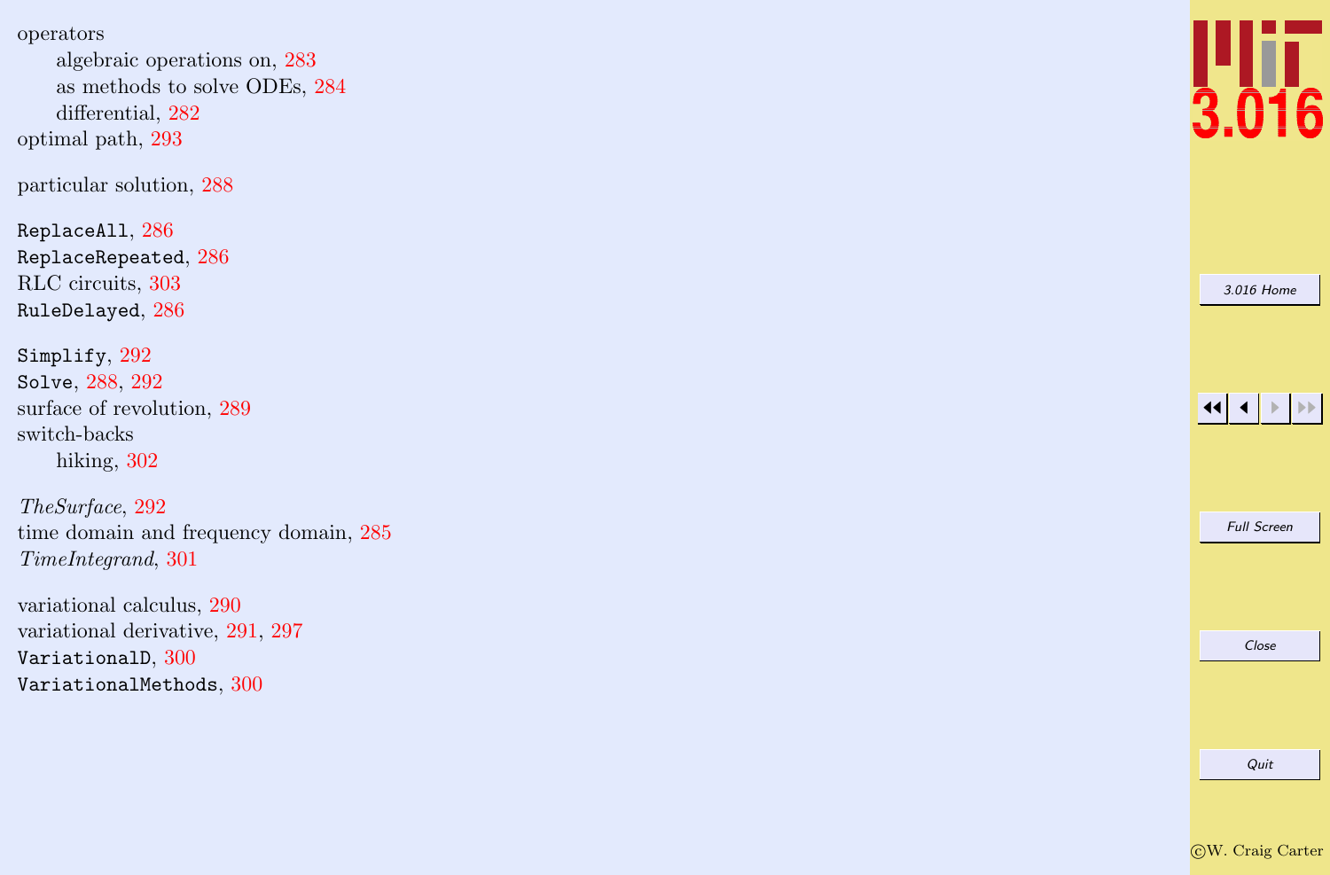operators
- algebraic operations on, 283
- as methods to solve ODEs, 284
- differential, 282

optimal path, 293

particular solution, 288

`ReplaceAll`, 286
`ReplaceRepeated`, 286
RLC circuits, 303
`RuleDelayed`, 286

`Simplify`, 292
`Solve`, 288, 292
surface of revolution, 289
switch-backs
- hiking, 302

*TheSurface*, 292
time domain and frequency domain, 285
*TimeIntegrand*, 301

variational calculus, 290
variational derivative, 291, 297
`VariationalD`, 300
`VariationalMethods`, 300